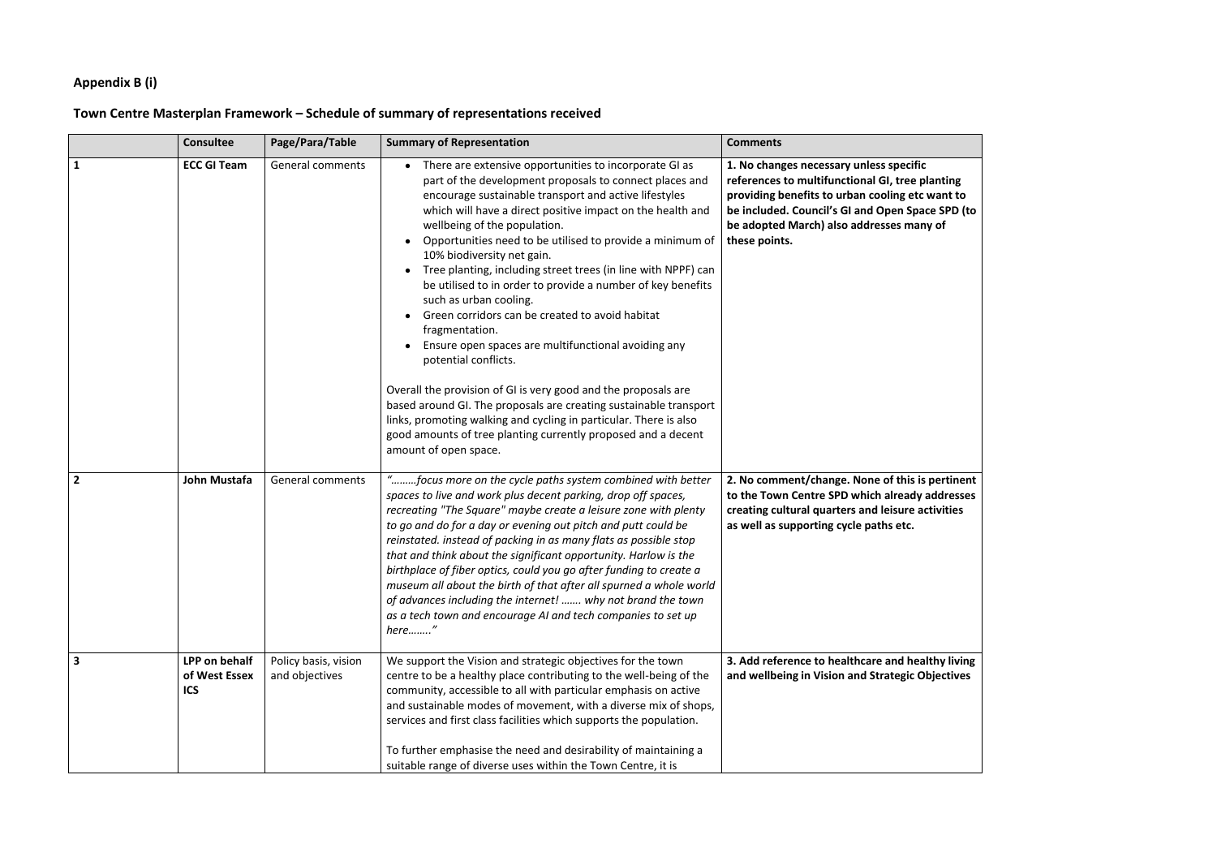**Appendix B (i)**

**Town Centre Masterplan Framework – Schedule of summary of representations received**

| | Consultee | Page/Para/Table | Summary of Representation | Comments |
|---|---|---|---|---|
| **1** | **ECC GI Team** | General comments | • There are extensive opportunities to incorporate GI as part of the development proposals to connect places and encourage sustainable transport and active lifestyles which will have a direct positive impact on the health and wellbeing of the population.<br>• Opportunities need to be utilised to provide a minimum of 10% biodiversity net gain.<br>• Tree planting, including street trees (in line with NPPF) can be utilised to in order to provide a number of key benefits such as urban cooling.<br>• Green corridors can be created to avoid habitat fragmentation.<br>• Ensure open spaces are multifunctional avoiding any potential conflicts.<br><br>Overall the provision of GI is very good and the proposals are based around GI. The proposals are creating sustainable transport links, promoting walking and cycling in particular. There is also good amounts of tree planting currently proposed and a decent amount of open space. | **1. No changes necessary unless specific references to multifunctional GI, tree planting providing benefits to urban cooling etc want to be included. Council's GI and Open Space SPD (to be adopted March) also addresses many of these points.** |
| **2** | **John Mustafa** | General comments | *"………focus more on the cycle paths system combined with better spaces to live and work plus decent parking, drop off spaces, recreating "The Square" maybe create a leisure zone with plenty to go and do for a day or evening out pitch and putt could be reinstated. instead of packing in as many flats as possible stop that and think about the significant opportunity. Harlow is the birthplace of fiber optics, could you go after funding to create a museum all about the birth of that after all spurned a whole world of advances including the internet! ……. why not brand the town as a tech town and encourage AI and tech companies to set up here……..*" | **2. No comment/change. None of this is pertinent to the Town Centre SPD which already addresses creating cultural quarters and leisure activities as well as supporting cycle paths etc.** |
| **3** | **LPP on behalf of West Essex ICS** | Policy basis, vision and objectives | We support the Vision and strategic objectives for the town centre to be a healthy place contributing to the well-being of the community, accessible to all with particular emphasis on active and sustainable modes of movement, with a diverse mix of shops, services and first class facilities which supports the population.<br><br>To further emphasise the need and desirability of maintaining a suitable range of diverse uses within the Town Centre, it is | **3. Add reference to healthcare and healthy living and wellbeing in Vision and Strategic Objectives** |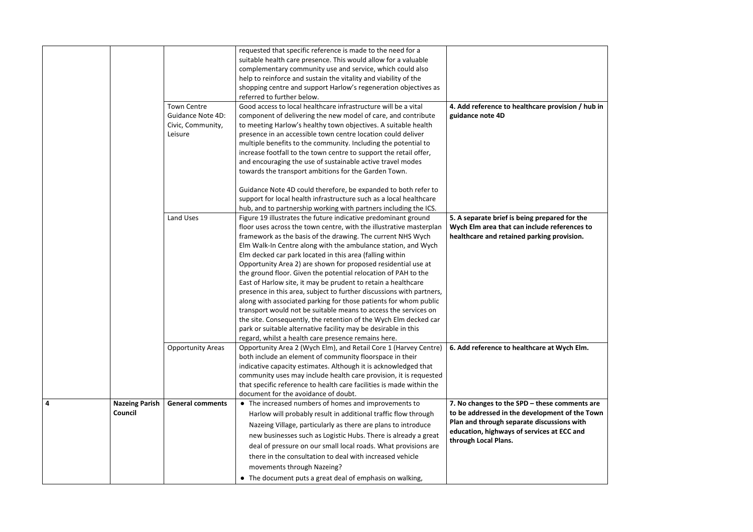| | | | | |
|---|---|---|---|---|
| | | | requested that specific reference is made to the need for a suitable health care presence. This would allow for a valuable complementary community use and service, which could also help to reinforce and sustain the vitality and viability of the shopping centre and support Harlow's regeneration objectives as referred to further below. | |
| | | Town Centre Guidance Note 4D: Civic, Community, Leisure | Good access to local healthcare infrastructure will be a vital component of delivering the new model of care, and contribute to meeting Harlow's healthy town objectives. A suitable health presence in an accessible town centre location could deliver multiple benefits to the community. Including the potential to increase footfall to the town centre to support the retail offer, and encouraging the use of sustainable active travel modes towards the transport ambitions for the Garden Town.<br><br>Guidance Note 4D could therefore, be expanded to both refer to support for local health infrastructure such as a local healthcare hub, and to partnership working with partners including the ICS. | **4. Add reference to healthcare provision / hub in guidance note 4D** |
| | | Land Uses | Figure 19 illustrates the future indicative predominant ground floor uses across the town centre, with the illustrative masterplan framework as the basis of the drawing. The current NHS Wych Elm Walk-In Centre along with the ambulance station, and Wych Elm decked car park located in this area (falling within Opportunity Area 2) are shown for proposed residential use at the ground floor. Given the potential relocation of PAH to the East of Harlow site, it may be prudent to retain a healthcare presence in this area, subject to further discussions with partners, along with associated parking for those patients for whom public transport would not be suitable means to access the services on the site. Consequently, the retention of the Wych Elm decked car park or suitable alternative facility may be desirable in this regard, whilst a health care presence remains here. | **5. A separate brief is being prepared for the Wych Elm area that can include references to healthcare and retained parking provision.** |
| | | Opportunity Areas | Opportunity Area 2 (Wych Elm), and Retail Core 1 (Harvey Centre) both include an element of community floorspace in their indicative capacity estimates. Although it is acknowledged that community uses may include health care provision, it is requested that specific reference to health care facilities is made within the document for the avoidance of doubt. | **6. Add reference to healthcare at Wych Elm.** |
| **4** | **Nazeing Parish Council** | **General comments** | • The increased numbers of homes and improvements to Harlow will probably result in additional traffic flow through Nazeing Village, particularly as there are plans to introduce new businesses such as Logistic Hubs. There is already a great deal of pressure on our small local roads. What provisions are there in the consultation to deal with increased vehicle movements through Nazeing?<br>• The document puts a great deal of emphasis on walking, | **7. No changes to the SPD – these comments are to be addressed in the development of the Town Plan and through separate discussions with education, highways of services at ECC and through Local Plans.** |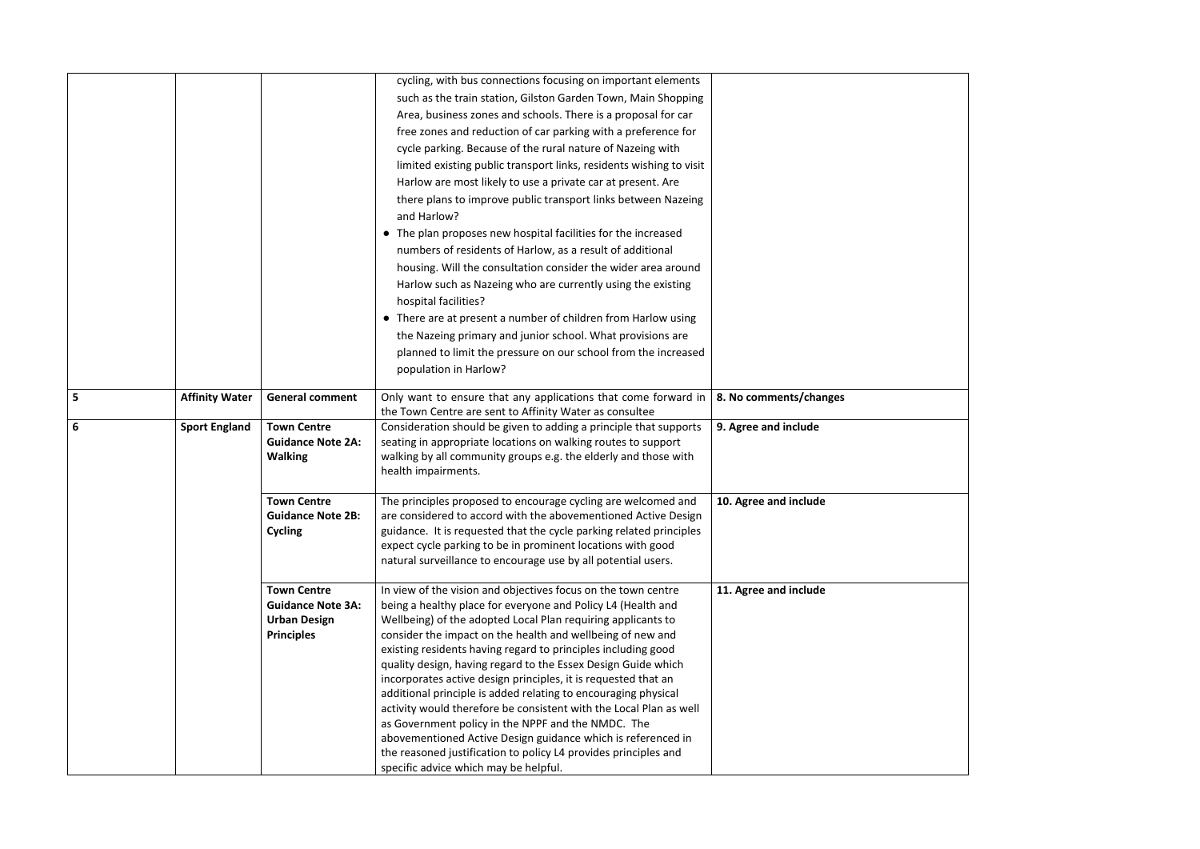| | | | | |
|---|---|---|---|---|
| | | | cycling, with bus connections focusing on important elements such as the train station, Gilston Garden Town, Main Shopping Area, business zones and schools. There is a proposal for car free zones and reduction of car parking with a preference for cycle parking. Because of the rural nature of Nazeing with limited existing public transport links, residents wishing to visit Harlow are most likely to use a private car at present. Are there plans to improve public transport links between Nazeing and Harlow?<br>• The plan proposes new hospital facilities for the increased numbers of residents of Harlow, as a result of additional housing. Will the consultation consider the wider area around Harlow such as Nazeing who are currently using the existing hospital facilities?<br>• There are at present a number of children from Harlow using the Nazeing primary and junior school. What provisions are planned to limit the pressure on our school from the increased population in Harlow? | |
| **5** | **Affinity Water** | **General comment** | Only want to ensure that any applications that come forward in the Town Centre are sent to Affinity Water as consultee | **8. No comments/changes** |
| **6** | **Sport England** | **Town Centre Guidance Note 2A: Walking** | Consideration should be given to adding a principle that supports seating in appropriate locations on walking routes to support walking by all community groups e.g. the elderly and those with health impairments. | **9. Agree and include** |
| | | **Town Centre Guidance Note 2B: Cycling** | The principles proposed to encourage cycling are welcomed and are considered to accord with the abovementioned Active Design guidance. It is requested that the cycle parking related principles expect cycle parking to be in prominent locations with good natural surveillance to encourage use by all potential users. | **10. Agree and include** |
| | | **Town Centre Guidance Note 3A: Urban Design Principles** | In view of the vision and objectives focus on the town centre being a healthy place for everyone and Policy L4 (Health and Wellbeing) of the adopted Local Plan requiring applicants to consider the impact on the health and wellbeing of new and existing residents having regard to principles including good quality design, having regard to the Essex Design Guide which incorporates active design principles, it is requested that an additional principle is added relating to encouraging physical activity would therefore be consistent with the Local Plan as well as Government policy in the NPPF and the NMDC. The abovementioned Active Design guidance which is referenced in the reasoned justification to policy L4 provides principles and specific advice which may be helpful. | **11. Agree and include** |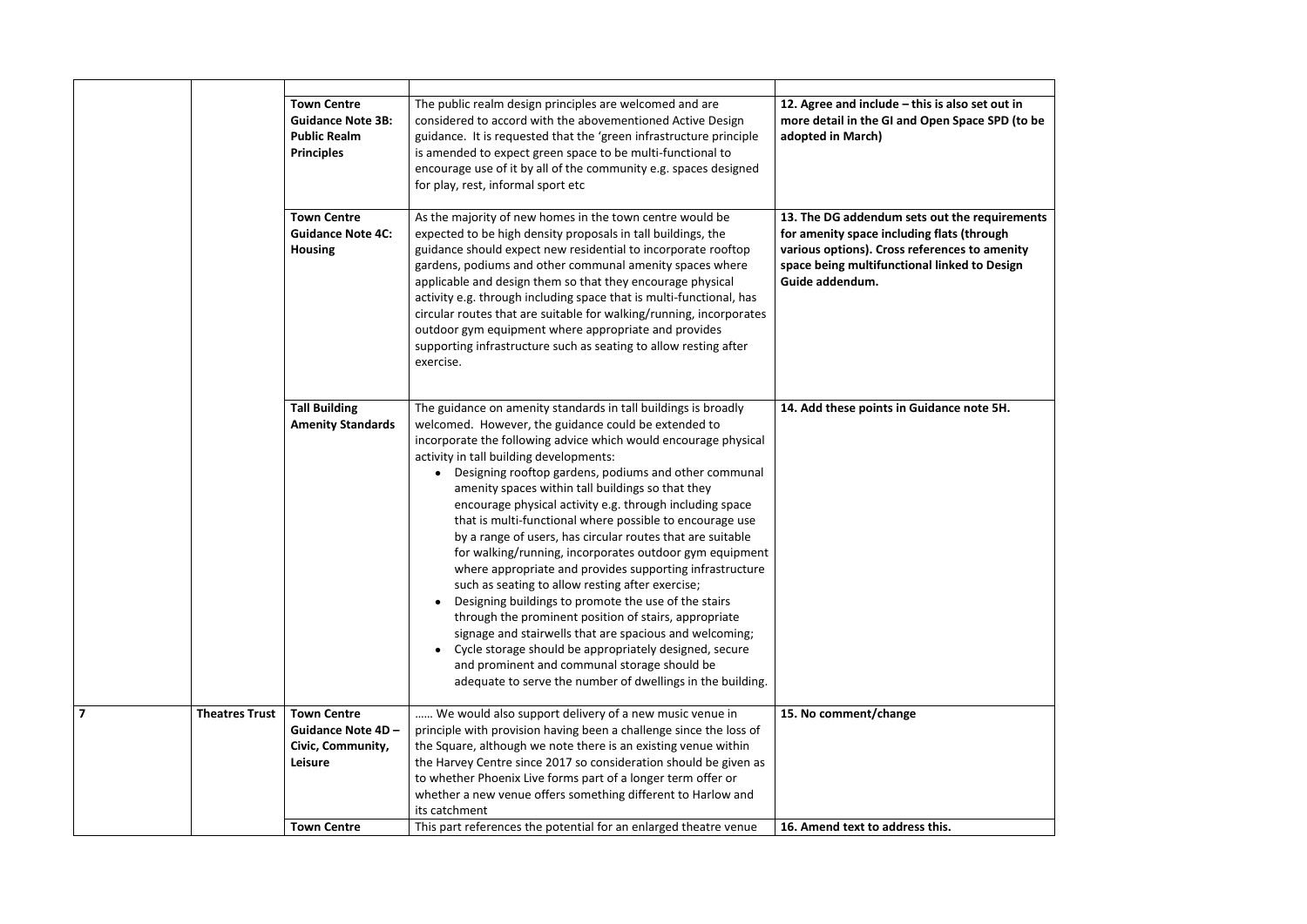| | | | | |
|---|---|---|---|---|
| | | **Town Centre Guidance Note 3B: Public Realm Principles** | The public realm design principles are welcomed and are considered to accord with the abovementioned Active Design guidance. It is requested that the 'green infrastructure principle is amended to expect green space to be multi-functional to encourage use of it by all of the community e.g. spaces designed for play, rest, informal sport etc | **12. Agree and include – this is also set out in more detail in the GI and Open Space SPD (to be adopted in March)** |
| | | **Town Centre Guidance Note 4C: Housing** | As the majority of new homes in the town centre would be expected to be high density proposals in tall buildings, the guidance should expect new residential to incorporate rooftop gardens, podiums and other communal amenity spaces where applicable and design them so that they encourage physical activity e.g. through including space that is multi-functional, has circular routes that are suitable for walking/running, incorporates outdoor gym equipment where appropriate and provides supporting infrastructure such as seating to allow resting after exercise. | **13. The DG addendum sets out the requirements for amenity space including flats (through various options). Cross references to amenity space being multifunctional linked to Design Guide addendum.** |
| | | **Tall Building Amenity Standards** | The guidance on amenity standards in tall buildings is broadly welcomed. However, the guidance could be extended to incorporate the following advice which would encourage physical activity in tall building developments:<br>• Designing rooftop gardens, podiums and other communal amenity spaces within tall buildings so that they encourage physical activity e.g. through including space that is multi-functional where possible to encourage use by a range of users, has circular routes that are suitable for walking/running, incorporates outdoor gym equipment where appropriate and provides supporting infrastructure such as seating to allow resting after exercise;<br>• Designing buildings to promote the use of the stairs through the prominent position of stairs, appropriate signage and stairwells that are spacious and welcoming;<br>• Cycle storage should be appropriately designed, secure and prominent and communal storage should be adequate to serve the number of dwellings in the building. | **14. Add these points in Guidance note 5H.** |
| **7** | **Theatres Trust** | **Town Centre Guidance Note 4D – Civic, Community, Leisure** | …… We would also support delivery of a new music venue in principle with provision having been a challenge since the loss of the Square, although we note there is an existing venue within the Harvey Centre since 2017 so consideration should be given as to whether Phoenix Live forms part of a longer term offer or whether a new venue offers something different to Harlow and its catchment | **15. No comment/change** |
| | | **Town Centre** | This part references the potential for an enlarged theatre venue | **16. Amend text to address this.** |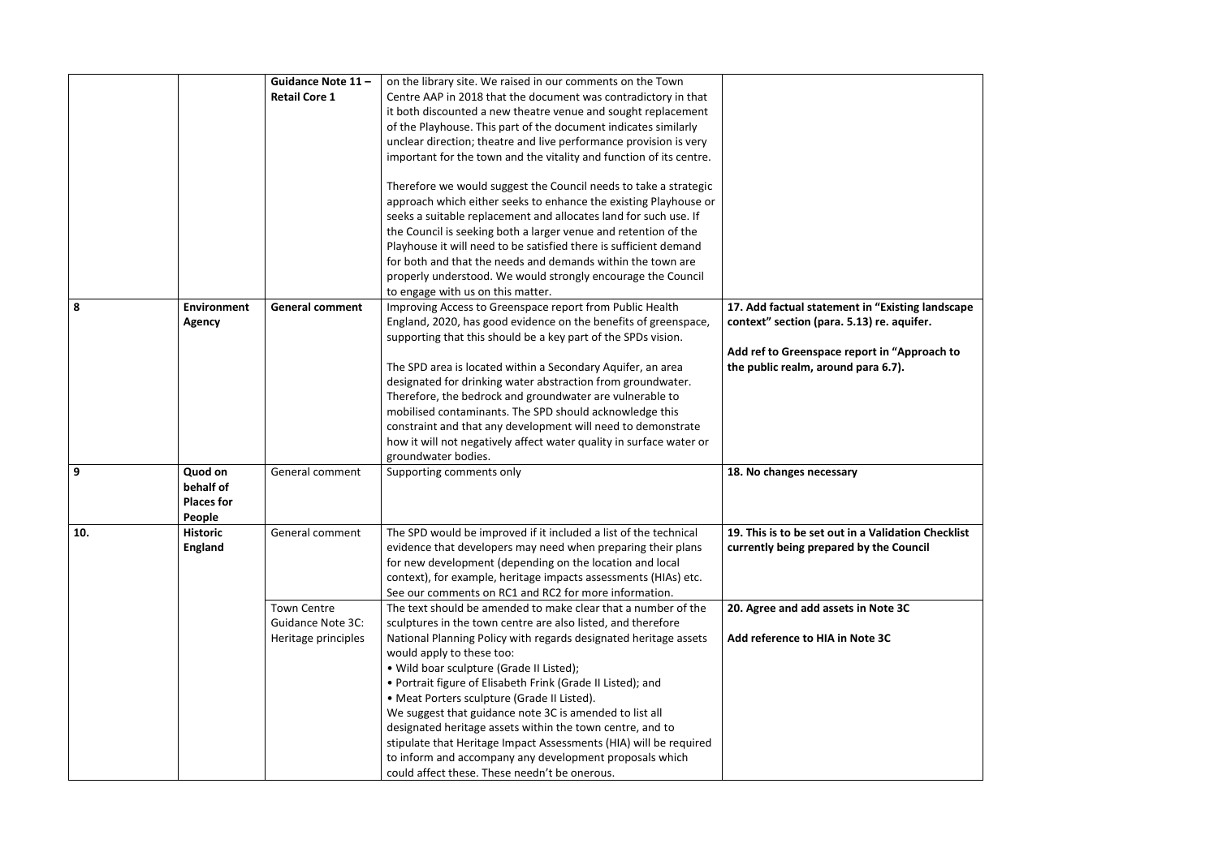| | | Guidance Note 11 – Retail Core 1 | on the library site. We raised in our comments on the Town Centre AAP in 2018 that the document was contradictory in that it both discounted a new theatre venue and sought replacement of the Playhouse. This part of the document indicates similarly unclear direction; theatre and live performance provision is very important for the town and the vitality and function of its centre.<br><br>Therefore we would suggest the Council needs to take a strategic approach which either seeks to enhance the existing Playhouse or seeks a suitable replacement and allocates land for such use. If the Council is seeking both a larger venue and retention of the Playhouse it will need to be satisfied there is sufficient demand for both and that the needs and demands within the town are properly understood. We would strongly encourage the Council to engage with us on this matter. | |
|---|---|---|---|---|
| 8 | **Environment Agency** | **General comment** | Improving Access to Greenspace report from Public Health England, 2020, has good evidence on the benefits of greenspace, supporting that this should be a key part of the SPDs vision.<br><br>The SPD area is located within a Secondary Aquifer, an area designated for drinking water abstraction from groundwater. Therefore, the bedrock and groundwater are vulnerable to mobilised contaminants. The SPD should acknowledge this constraint and that any development will need to demonstrate how it will not negatively affect water quality in surface water or groundwater bodies. | **17. Add factual statement in "Existing landscape context" section (para. 5.13) re. aquifer.**<br><br>**Add ref to Greenspace report in "Approach to the public realm, around para 6.7).** |
| 9 | **Quod on behalf of Places for People** | General comment | Supporting comments only | **18. No changes necessary** |
| 10. | **Historic England** | General comment | The SPD would be improved if it included a list of the technical evidence that developers may need when preparing their plans for new development (depending on the location and local context), for example, heritage impacts assessments (HIAs) etc. See our comments on RC1 and RC2 for more information. | **19. This is to be set out in a Validation Checklist currently being prepared by the Council** |
| | | Town Centre Guidance Note 3C: Heritage principles | The text should be amended to make clear that a number of the sculptures in the town centre are also listed, and therefore National Planning Policy with regards designated heritage assets would apply to these too:<br>• Wild boar sculpture (Grade II Listed);<br>• Portrait figure of Elisabeth Frink (Grade II Listed); and<br>• Meat Porters sculpture (Grade II Listed).<br>We suggest that guidance note 3C is amended to list all designated heritage assets within the town centre, and to stipulate that Heritage Impact Assessments (HIA) will be required to inform and accompany any development proposals which could affect these. These needn't be onerous. | **20. Agree and add assets in Note 3C**<br><br>**Add reference to HIA in Note 3C** |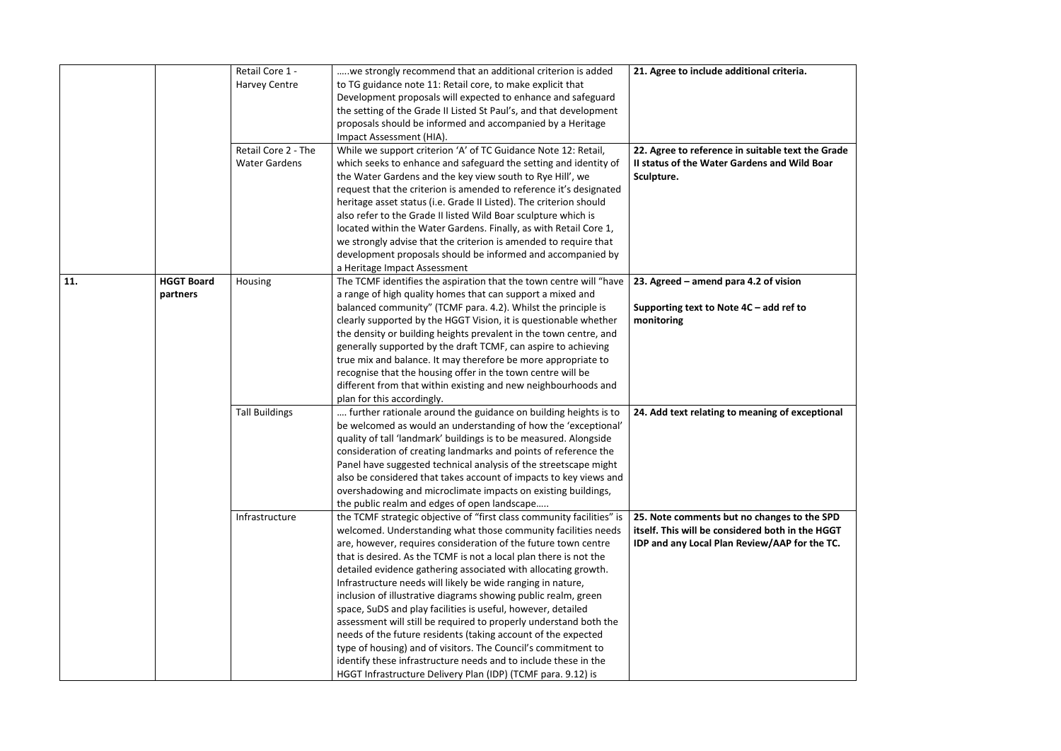| | | | | |
|---|---|---|---|---|
| | | Retail Core 1 - Harvey Centre | …..we strongly recommend that an additional criterion is added to TG guidance note 11: Retail core, to make explicit that Development proposals will expected to enhance and safeguard the setting of the Grade II Listed St Paul's, and that development proposals should be informed and accompanied by a Heritage Impact Assessment (HIA). | **21. Agree to include additional criteria.** |
| | | Retail Core 2 - The Water Gardens | While we support criterion 'A' of TC Guidance Note 12: Retail, which seeks to enhance and safeguard the setting and identity of the Water Gardens and the key view south to Rye Hill', we request that the criterion is amended to reference it's designated heritage asset status (i.e. Grade II Listed). The criterion should also refer to the Grade II listed Wild Boar sculpture which is located within the Water Gardens. Finally, as with Retail Core 1, we strongly advise that the criterion is amended to require that development proposals should be informed and accompanied by a Heritage Impact Assessment | **22. Agree to reference in suitable text the Grade II status of the Water Gardens and Wild Boar Sculpture.** |
| 11. | **HGGT Board partners** | Housing | The TCMF identifies the aspiration that the town centre will "have a range of high quality homes that can support a mixed and balanced community" (TCMF para. 4.2). Whilst the principle is clearly supported by the HGGT Vision, it is questionable whether the density or building heights prevalent in the town centre, and generally supported by the draft TCMF, can aspire to achieving true mix and balance. It may therefore be more appropriate to recognise that the housing offer in the town centre will be different from that within existing and new neighbourhoods and plan for this accordingly. | **23. Agreed – amend para 4.2 of vision**<br><br>**Supporting text to Note 4C – add ref to monitoring** |
| | | Tall Buildings | …. further rationale around the guidance on building heights is to be welcomed as would an understanding of how the 'exceptional' quality of tall 'landmark' buildings is to be measured. Alongside consideration of creating landmarks and points of reference the Panel have suggested technical analysis of the streetscape might also be considered that takes account of impacts to key views and overshadowing and microclimate impacts on existing buildings, the public realm and edges of open landscape….. | **24. Add text relating to meaning of exceptional** |
| | | Infrastructure | the TCMF strategic objective of "first class community facilities" is welcomed. Understanding what those community facilities needs are, however, requires consideration of the future town centre that is desired. As the TCMF is not a local plan there is not the detailed evidence gathering associated with allocating growth. Infrastructure needs will likely be wide ranging in nature, inclusion of illustrative diagrams showing public realm, green space, SuDS and play facilities is useful, however, detailed assessment will still be required to properly understand both the needs of the future residents (taking account of the expected type of housing) and of visitors. The Council's commitment to identify these infrastructure needs and to include these in the HGGT Infrastructure Delivery Plan (IDP) (TCMF para. 9.12) is | **25. Note comments but no changes to the SPD itself. This will be considered both in the HGGT IDP and any Local Plan Review/AAP for the TC.** |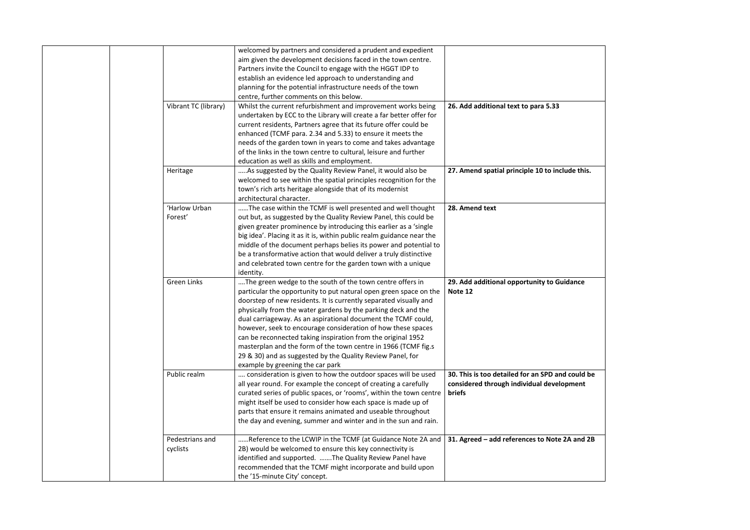| | | | | |
|---|---|---|---|---|
| | | | welcomed by partners and considered a prudent and expedient aim given the development decisions faced in the town centre. Partners invite the Council to engage with the HGGT IDP to establish an evidence led approach to understanding and planning for the potential infrastructure needs of the town centre, further comments on this below. | |
| | | Vibrant TC (library) | Whilst the current refurbishment and improvement works being undertaken by ECC to the Library will create a far better offer for current residents, Partners agree that its future offer could be enhanced (TCMF para. 2.34 and 5.33) to ensure it meets the needs of the garden town in years to come and takes advantage of the links in the town centre to cultural, leisure and further education as well as skills and employment. | **26. Add additional text to para 5.33** |
| | | Heritage | …..As suggested by the Quality Review Panel, it would also be welcomed to see within the spatial principles recognition for the town's rich arts heritage alongside that of its modernist architectural character. | **27. Amend spatial principle 10 to include this.** |
| | | 'Harlow Urban Forest' | ……The case within the TCMF is well presented and well thought out but, as suggested by the Quality Review Panel, this could be given greater prominence by introducing this earlier as a 'single big idea'. Placing it as it is, within public realm guidance near the middle of the document perhaps belies its power and potential to be a transformative action that would deliver a truly distinctive and celebrated town centre for the garden town with a unique identity. | **28. Amend text** |
| | | Green Links | ….The green wedge to the south of the town centre offers in particular the opportunity to put natural open green space on the doorstep of new residents. It is currently separated visually and physically from the water gardens by the parking deck and the dual carriageway. As an aspirational document the TCMF could, however, seek to encourage consideration of how these spaces can be reconnected taking inspiration from the original 1952 masterplan and the form of the town centre in 1966 (TCMF fig.s 29 & 30) and as suggested by the Quality Review Panel, for example by greening the car park | **29. Add additional opportunity to Guidance Note 12** |
| | | Public realm | …. consideration is given to how the outdoor spaces will be used all year round. For example the concept of creating a carefully curated series of public spaces, or 'rooms', within the town centre might itself be used to consider how each space is made up of parts that ensure it remains animated and useable throughout the day and evening, summer and winter and in the sun and rain. | **30. This is too detailed for an SPD and could be considered through individual development briefs** |
| | | Pedestrians and cyclists | ……Reference to the LCWIP in the TCMF (at Guidance Note 2A and 2B) would be welcomed to ensure this key connectivity is identified and supported. …….The Quality Review Panel have recommended that the TCMF might incorporate and build upon the '15-minute City' concept. | **31. Agreed – add references to Note 2A and 2B** |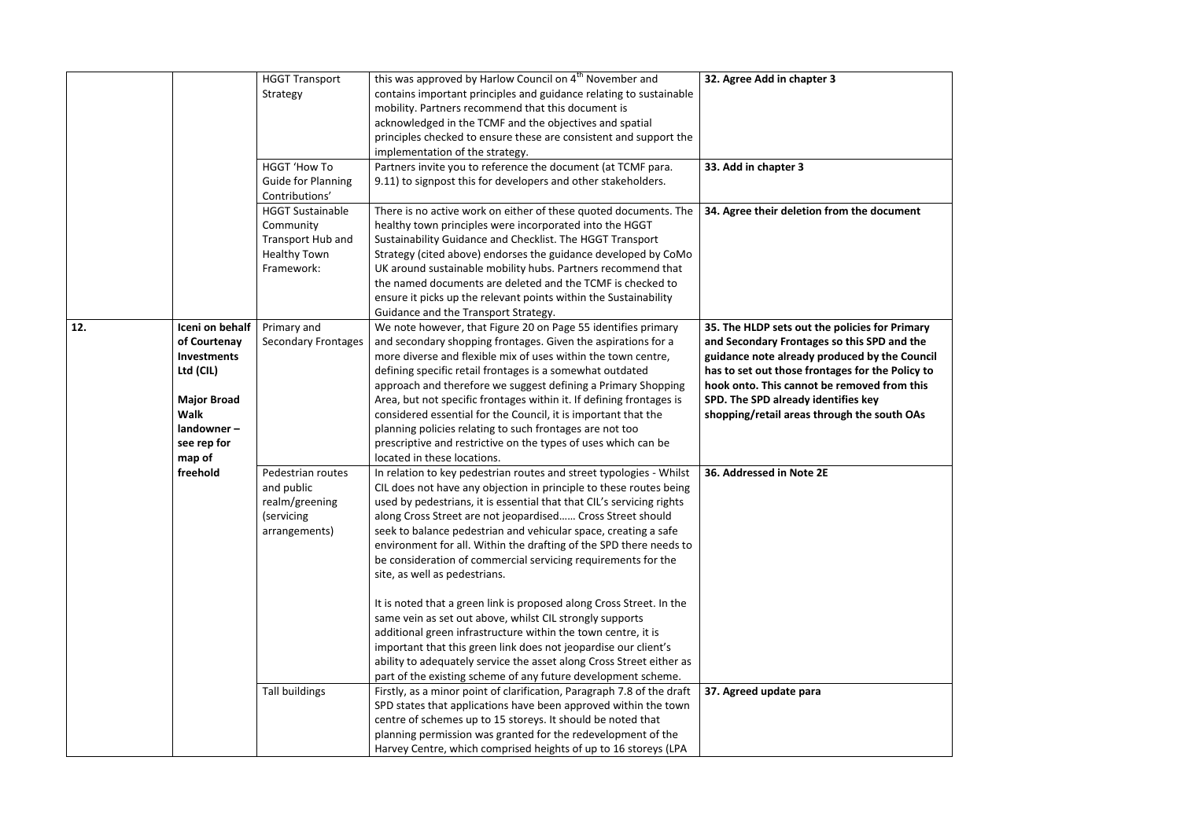| | | | | |
|---|---|---|---|---|
| | | HGGT Transport Strategy | this was approved by Harlow Council on 4th November and contains important principles and guidance relating to sustainable mobility. Partners recommend that this document is acknowledged in the TCMF and the objectives and spatial principles checked to ensure these are consistent and support the implementation of the strategy. | **32. Agree Add in chapter 3** |
| | | HGGT 'How To Guide for Planning Contributions' | Partners invite you to reference the document (at TCMF para. 9.11) to signpost this for developers and other stakeholders. | **33. Add in chapter 3** |
| | | HGGT Sustainable Community Transport Hub and Healthy Town Framework: | There is no active work on either of these quoted documents. The healthy town principles were incorporated into the HGGT Sustainability Guidance and Checklist. The HGGT Transport Strategy (cited above) endorses the guidance developed by CoMo UK around sustainable mobility hubs. Partners recommend that the named documents are deleted and the TCMF is checked to ensure it picks up the relevant points within the Sustainability Guidance and the Transport Strategy. | **34. Agree their deletion from the document** |
| **12.** | **Iceni on behalf of Courtenay Investments Ltd (CIL)**<br><br>**Major Broad Walk landowner – see rep for map of freehold** | Primary and Secondary Frontages | We note however, that Figure 20 on Page 55 identifies primary and secondary shopping frontages. Given the aspirations for a more diverse and flexible mix of uses within the town centre, defining specific retail frontages is a somewhat outdated approach and therefore we suggest defining a Primary Shopping Area, but not specific frontages within it. If defining frontages is considered essential for the Council, it is important that the planning policies relating to such frontages are not too prescriptive and restrictive on the types of uses which can be located in these locations. | **35. The HLDP sets out the policies for Primary and Secondary Frontages so this SPD and the guidance note already produced by the Council has to set out those frontages for the Policy to hook onto. This cannot be removed from this SPD. The SPD already identifies key shopping/retail areas through the south OAs** |
| | | Pedestrian routes and public realm/greening (servicing arrangements) | In relation to key pedestrian routes and street typologies - Whilst CIL does not have any objection in principle to these routes being used by pedestrians, it is essential that that CIL's servicing rights along Cross Street are not jeopardised…… Cross Street should seek to balance pedestrian and vehicular space, creating a safe environment for all. Within the drafting of the SPD there needs to be consideration of commercial servicing requirements for the site, as well as pedestrians.<br><br>It is noted that a green link is proposed along Cross Street. In the same vein as set out above, whilst CIL strongly supports additional green infrastructure within the town centre, it is important that this green link does not jeopardise our client's ability to adequately service the asset along Cross Street either as part of the existing scheme of any future development scheme. | **36. Addressed in Note 2E** |
| | | Tall buildings | Firstly, as a minor point of clarification, Paragraph 7.8 of the draft SPD states that applications have been approved within the town centre of schemes up to 15 storeys. It should be noted that planning permission was granted for the redevelopment of the Harvey Centre, which comprised heights of up to 16 storeys (LPA | **37. Agreed update para** |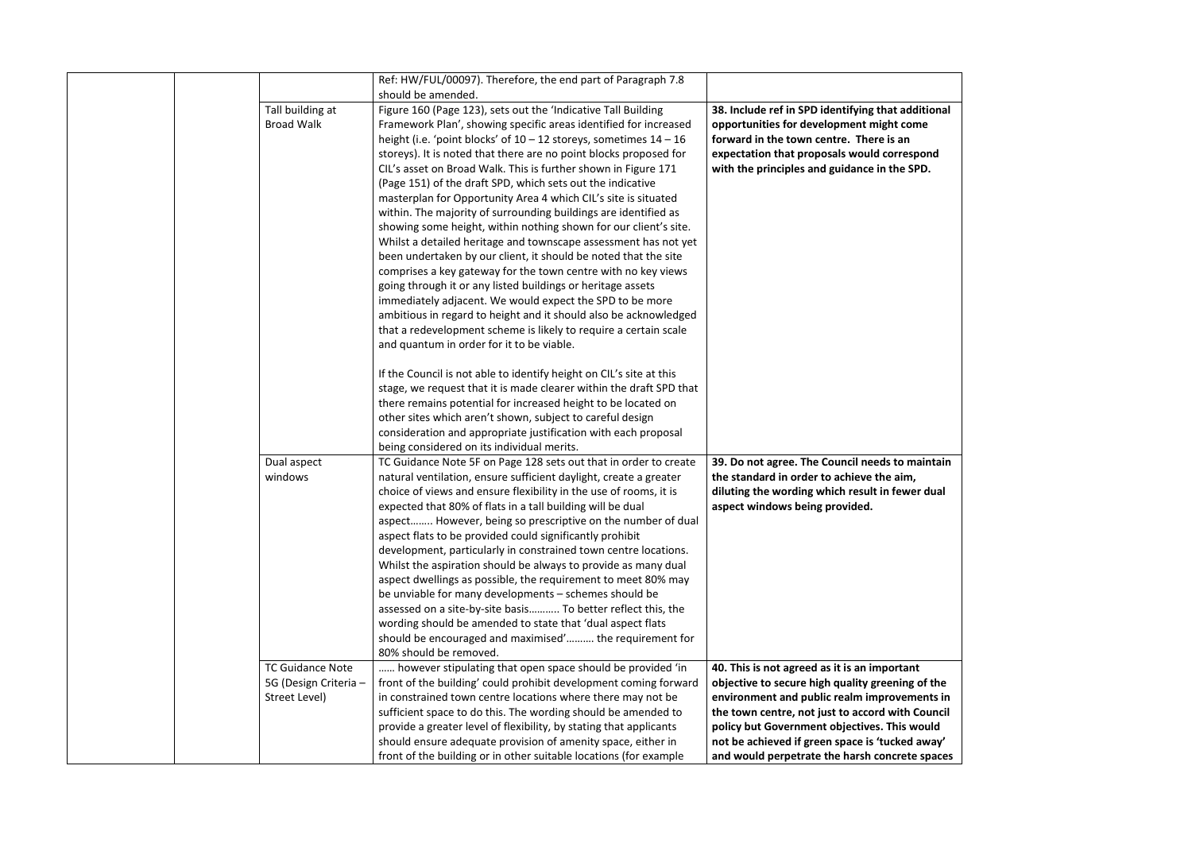| | | | | |
|---|---|---|---|---|
| | | | Ref: HW/FUL/00097). Therefore, the end part of Paragraph 7.8 should be amended. | |
| | | Tall building at Broad Walk | Figure 160 (Page 123), sets out the 'Indicative Tall Building Framework Plan', showing specific areas identified for increased height (i.e. 'point blocks' of 10 – 12 storeys, sometimes 14 – 16 storeys). It is noted that there are no point blocks proposed for CIL's asset on Broad Walk. This is further shown in Figure 171 (Page 151) of the draft SPD, which sets out the indicative masterplan for Opportunity Area 4 which CIL's site is situated within. The majority of surrounding buildings are identified as showing some height, within nothing shown for our client's site. Whilst a detailed heritage and townscape assessment has not yet been undertaken by our client, it should be noted that the site comprises a key gateway for the town centre with no key views going through it or any listed buildings or heritage assets immediately adjacent. We would expect the SPD to be more ambitious in regard to height and it should also be acknowledged that a redevelopment scheme is likely to require a certain scale and quantum in order for it to be viable.<br><br>If the Council is not able to identify height on CIL's site at this stage, we request that it is made clearer within the draft SPD that there remains potential for increased height to be located on other sites which aren't shown, subject to careful design consideration and appropriate justification with each proposal being considered on its individual merits. | **38. Include ref in SPD identifying that additional opportunities for development might come forward in the town centre. There is an expectation that proposals would correspond with the principles and guidance in the SPD.** |
| | | Dual aspect windows | TC Guidance Note 5F on Page 128 sets out that in order to create natural ventilation, ensure sufficient daylight, create a greater choice of views and ensure flexibility in the use of rooms, it is expected that 80% of flats in a tall building will be dual aspect........ However, being so prescriptive on the number of dual aspect flats to be provided could significantly prohibit development, particularly in constrained town centre locations. Whilst the aspiration should be always to provide as many dual aspect dwellings as possible, the requirement to meet 80% may be unviable for many developments – schemes should be assessed on a site-by-site basis........... To better reflect this, the wording should be amended to state that 'dual aspect flats should be encouraged and maximised'.......... the requirement for 80% should be removed. | **39. Do not agree. The Council needs to maintain the standard in order to achieve the aim, diluting the wording which result in fewer dual aspect windows being provided.** |
| | | TC Guidance Note 5G (Design Criteria – Street Level) | ...... however stipulating that open space should be provided 'in front of the building' could prohibit development coming forward in constrained town centre locations where there may not be sufficient space to do this. The wording should be amended to provide a greater level of flexibility, by stating that applicants should ensure adequate provision of amenity space, either in front of the building or in other suitable locations (for example | **40. This is not agreed as it is an important objective to secure high quality greening of the environment and public realm improvements in the town centre, not just to accord with Council policy but Government objectives. This would not be achieved if green space is 'tucked away' and would perpetrate the harsh concrete spaces** |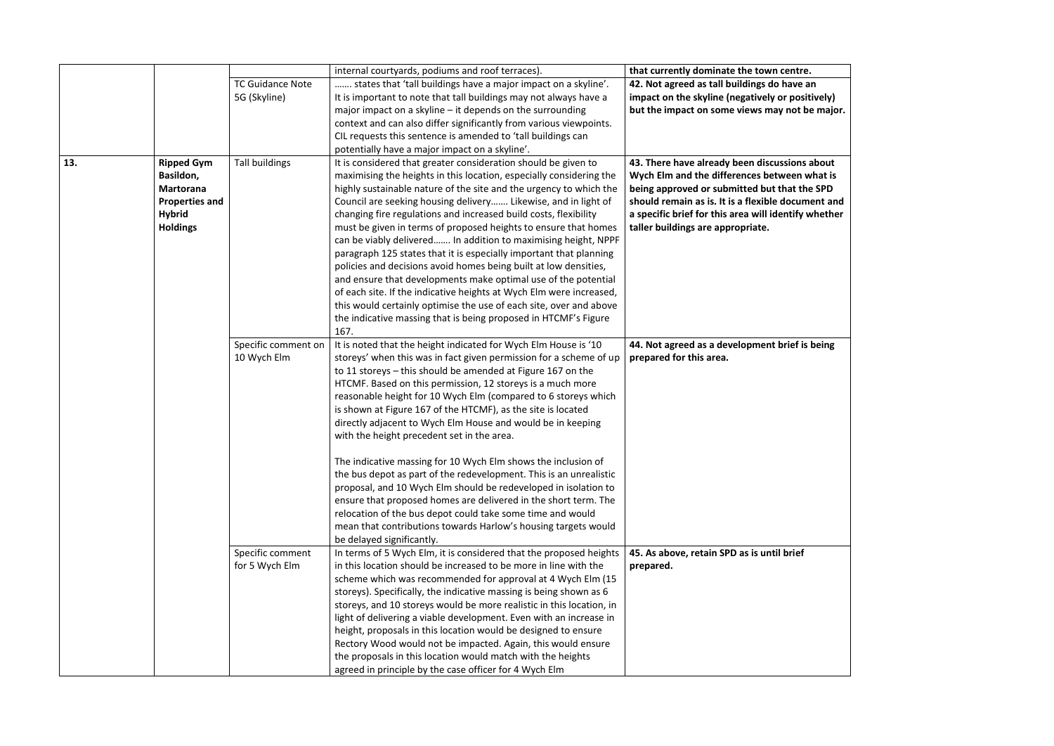| | | | | |
|---|---|---|---|---|
| | | | internal courtyards, podiums and roof terraces). | **that currently dominate the town centre.** |
| | | TC Guidance Note 5G (Skyline) | ……. states that 'tall buildings have a major impact on a skyline'. It is important to note that tall buildings may not always have a major impact on a skyline – it depends on the surrounding context and can also differ significantly from various viewpoints. CIL requests this sentence is amended to 'tall buildings can potentially have a major impact on a skyline'. | **42. Not agreed as tall buildings do have an impact on the skyline (negatively or positively) but the impact on some views may not be major.** |
| **13.** | **Ripped Gym Basildon, Martorana Properties and Hybrid Holdings** | Tall buildings | It is considered that greater consideration should be given to maximising the heights in this location, especially considering the highly sustainable nature of the site and the urgency to which the Council are seeking housing delivery……. Likewise, and in light of changing fire regulations and increased build costs, flexibility must be given in terms of proposed heights to ensure that homes can be viably delivered……. In addition to maximising height, NPPF paragraph 125 states that it is especially important that planning policies and decisions avoid homes being built at low densities, and ensure that developments make optimal use of the potential of each site. If the indicative heights at Wych Elm were increased, this would certainly optimise the use of each site, over and above the indicative massing that is being proposed in HTCMF's Figure 167. | **43. There have already been discussions about Wych Elm and the differences between what is being approved or submitted but that the SPD should remain as is. It is a flexible document and a specific brief for this area will identify whether taller buildings are appropriate.** |
| | | Specific comment on 10 Wych Elm | It is noted that the height indicated for Wych Elm House is '10 storeys' when this was in fact given permission for a scheme of up to 11 storeys – this should be amended at Figure 167 on the HTCMF. Based on this permission, 12 storeys is a much more reasonable height for 10 Wych Elm (compared to 6 storeys which is shown at Figure 167 of the HTCMF), as the site is located directly adjacent to Wych Elm House and would be in keeping with the height precedent set in the area.<br><br>The indicative massing for 10 Wych Elm shows the inclusion of the bus depot as part of the redevelopment. This is an unrealistic proposal, and 10 Wych Elm should be redeveloped in isolation to ensure that proposed homes are delivered in the short term. The relocation of the bus depot could take some time and would mean that contributions towards Harlow's housing targets would be delayed significantly. | **44. Not agreed as a development brief is being prepared for this area.** |
| | | Specific comment for 5 Wych Elm | In terms of 5 Wych Elm, it is considered that the proposed heights in this location should be increased to be more in line with the scheme which was recommended for approval at 4 Wych Elm (15 storeys). Specifically, the indicative massing is being shown as 6 storeys, and 10 storeys would be more realistic in this location, in light of delivering a viable development. Even with an increase in height, proposals in this location would be designed to ensure Rectory Wood would not be impacted. Again, this would ensure the proposals in this location would match with the heights agreed in principle by the case officer for 4 Wych Elm | **45. As above, retain SPD as is until brief prepared.** |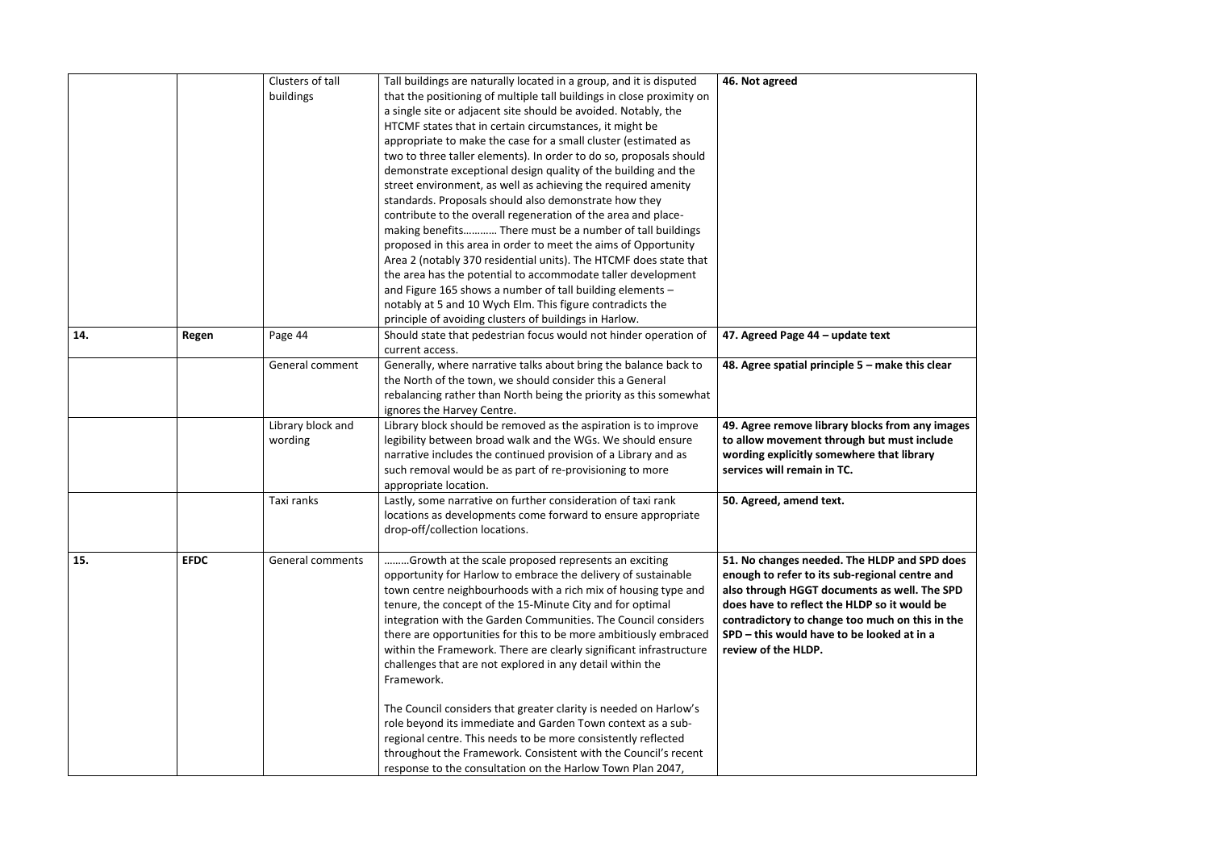| | | | | |
|---|---|---|---|---|
| | | Clusters of tall buildings | Tall buildings are naturally located in a group, and it is disputed that the positioning of multiple tall buildings in close proximity on a single site or adjacent site should be avoided. Notably, the HTCMF states that in certain circumstances, it might be appropriate to make the case for a small cluster (estimated as two to three taller elements). In order to do so, proposals should demonstrate exceptional design quality of the building and the street environment, as well as achieving the required amenity standards. Proposals should also demonstrate how they contribute to the overall regeneration of the area and place-making benefits………… There must be a number of tall buildings proposed in this area in order to meet the aims of Opportunity Area 2 (notably 370 residential units). The HTCMF does state that the area has the potential to accommodate taller development and Figure 165 shows a number of tall building elements – notably at 5 and 10 Wych Elm. This figure contradicts the principle of avoiding clusters of buildings in Harlow. | **46. Not agreed** |
| **14.** | **Regen** | Page 44 | Should state that pedestrian focus would not hinder operation of current access. | **47. Agreed Page 44 – update text** |
| | | General comment | Generally, where narrative talks about bring the balance back to the North of the town, we should consider this a General rebalancing rather than North being the priority as this somewhat ignores the Harvey Centre. | **48. Agree spatial principle 5 – make this clear** |
| | | Library block and wording | Library block should be removed as the aspiration is to improve legibility between broad walk and the WGs. We should ensure narrative includes the continued provision of a Library and as such removal would be as part of re-provisioning to more appropriate location. | **49. Agree remove library blocks from any images to allow movement through but must include wording explicitly somewhere that library services will remain in TC.** |
| | | Taxi ranks | Lastly, some narrative on further consideration of taxi rank locations as developments come forward to ensure appropriate drop-off/collection locations. | **50. Agreed, amend text.** |
| **15.** | **EFDC** | General comments | ………Growth at the scale proposed represents an exciting opportunity for Harlow to embrace the delivery of sustainable town centre neighbourhoods with a rich mix of housing type and tenure, the concept of the 15-Minute City and for optimal integration with the Garden Communities. The Council considers there are opportunities for this to be more ambitiously embraced within the Framework. There are clearly significant infrastructure challenges that are not explored in any detail within the Framework.<br><br>The Council considers that greater clarity is needed on Harlow's role beyond its immediate and Garden Town context as a sub-regional centre. This needs to be more consistently reflected throughout the Framework. Consistent with the Council's recent response to the consultation on the Harlow Town Plan 2047, | **51. No changes needed. The HLDP and SPD does enough to refer to its sub-regional centre and also through HGGT documents as well. The SPD does have to reflect the HLDP so it would be contradictory to change too much on this in the SPD – this would have to be looked at in a review of the HLDP.** |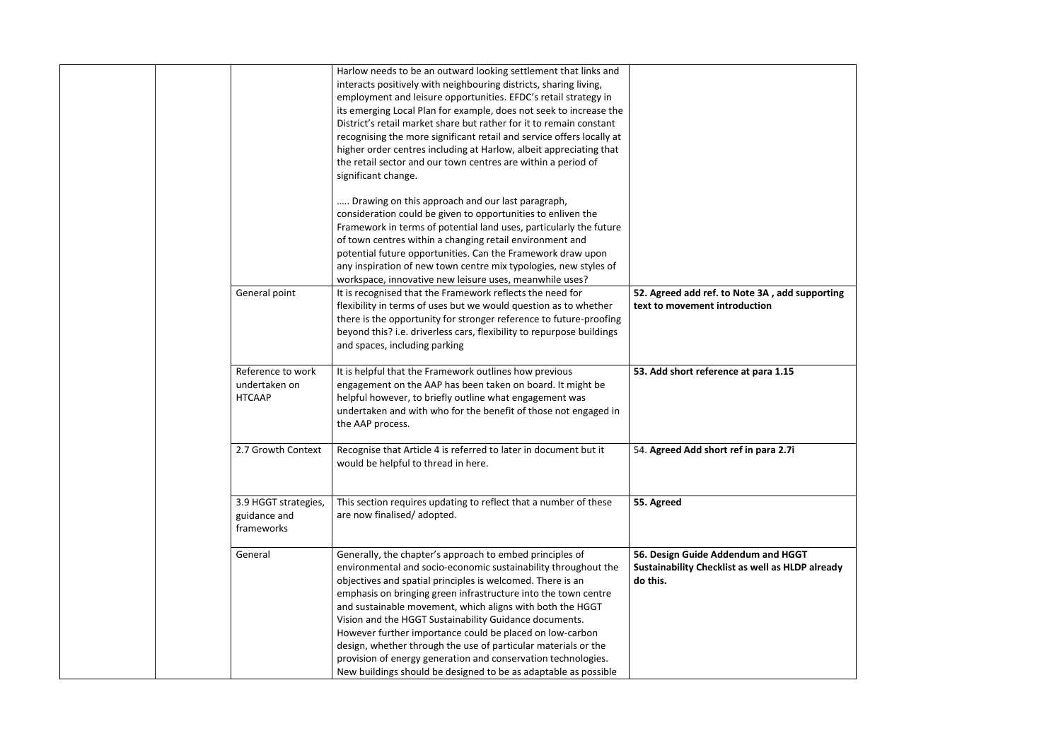| | | | | |
|---|---|---|---|---|
| | | | Harlow needs to be an outward looking settlement that links and interacts positively with neighbouring districts, sharing living, employment and leisure opportunities. EFDC's retail strategy in its emerging Local Plan for example, does not seek to increase the District's retail market share but rather for it to remain constant recognising the more significant retail and service offers locally at higher order centres including at Harlow, albeit appreciating that the retail sector and our town centres are within a period of significant change.<br><br>….. Drawing on this approach and our last paragraph, consideration could be given to opportunities to enliven the Framework in terms of potential land uses, particularly the future of town centres within a changing retail environment and potential future opportunities. Can the Framework draw upon any inspiration of new town centre mix typologies, new styles of workspace, innovative new leisure uses, meanwhile uses? | |
| | | General point | It is recognised that the Framework reflects the need for flexibility in terms of uses but we would question as to whether there is the opportunity for stronger reference to future-proofing beyond this? i.e. driverless cars, flexibility to repurpose buildings and spaces, including parking | **52. Agreed add ref. to Note 3A , add supporting text to movement introduction** |
| | | Reference to work undertaken on HTCAAP | It is helpful that the Framework outlines how previous engagement on the AAP has been taken on board. It might be helpful however, to briefly outline what engagement was undertaken and with who for the benefit of those not engaged in the AAP process. | **53. Add short reference at para 1.15** |
| | | 2.7 Growth Context | Recognise that Article 4 is referred to later in document but it would be helpful to thread in here. | 54. **Agreed Add short ref in para 2.7i** |
| | | 3.9 HGGT strategies, guidance and frameworks | This section requires updating to reflect that a number of these are now finalised/ adopted. | **55. Agreed** |
| | | General | Generally, the chapter's approach to embed principles of environmental and socio-economic sustainability throughout the objectives and spatial principles is welcomed. There is an emphasis on bringing green infrastructure into the town centre and sustainable movement, which aligns with both the HGGT Vision and the HGGT Sustainability Guidance documents. However further importance could be placed on low-carbon design, whether through the use of particular materials or the provision of energy generation and conservation technologies. New buildings should be designed to be as adaptable as possible | **56. Design Guide Addendum and HGGT Sustainability Checklist as well as HLDP already do this.** |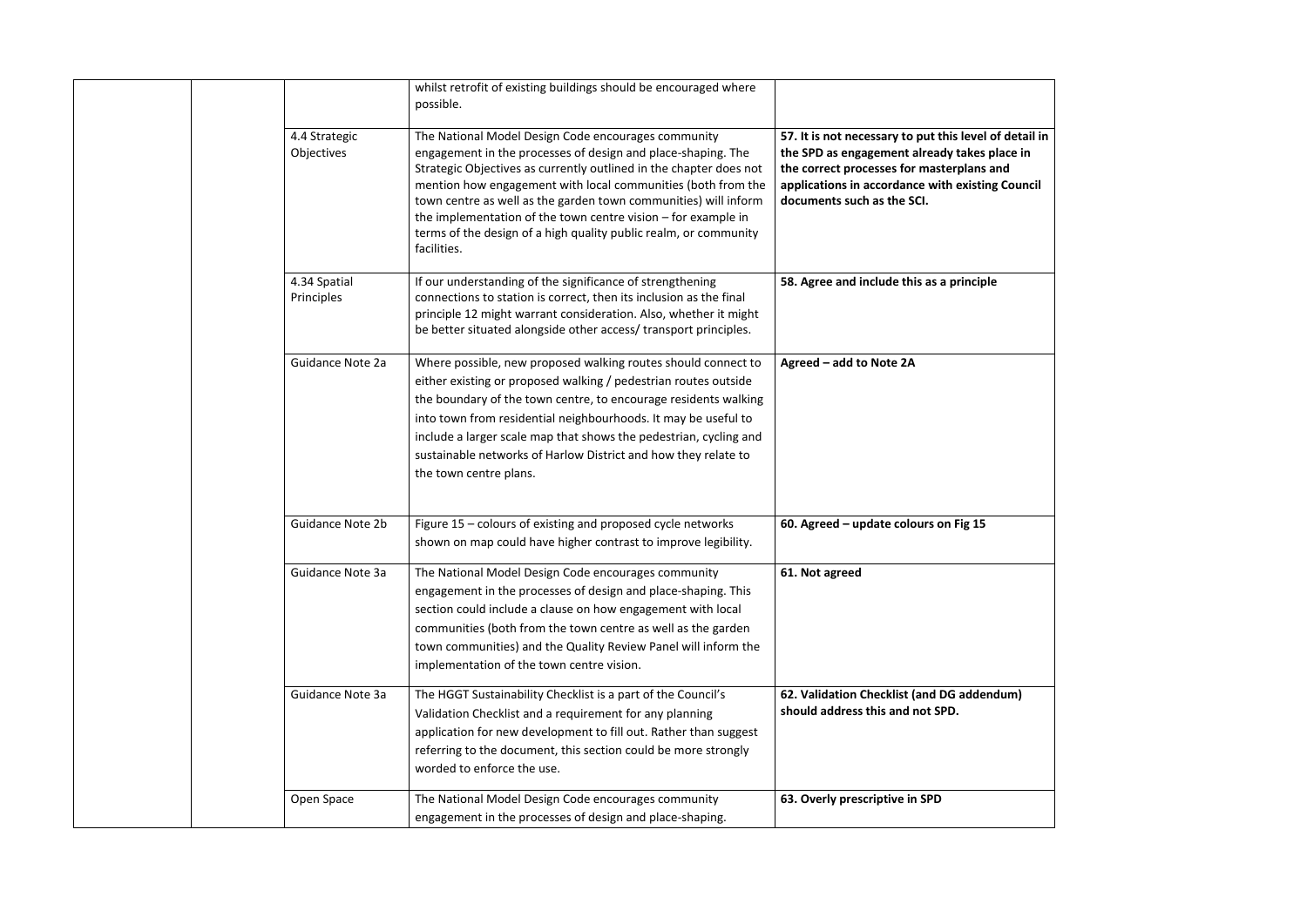| | | | | |
|---|---|---|---|---|
| | | | whilst retrofit of existing buildings should be encouraged where possible. | |
| | | 4.4 Strategic Objectives | The National Model Design Code encourages community engagement in the processes of design and place-shaping. The Strategic Objectives as currently outlined in the chapter does not mention how engagement with local communities (both from the town centre as well as the garden town communities) will inform the implementation of the town centre vision – for example in terms of the design of a high quality public realm, or community facilities. | **57. It is not necessary to put this level of detail in the SPD as engagement already takes place in the correct processes for masterplans and applications in accordance with existing Council documents such as the SCI.** |
| | | 4.34 Spatial Principles | If our understanding of the significance of strengthening connections to station is correct, then its inclusion as the final principle 12 might warrant consideration. Also, whether it might be better situated alongside other access/ transport principles. | **58. Agree and include this as a principle** |
| | | Guidance Note 2a | Where possible, new proposed walking routes should connect to either existing or proposed walking / pedestrian routes outside the boundary of the town centre, to encourage residents walking into town from residential neighbourhoods. It may be useful to include a larger scale map that shows the pedestrian, cycling and sustainable networks of Harlow District and how they relate to the town centre plans. | **Agreed – add to Note 2A** |
| | | Guidance Note 2b | Figure 15 – colours of existing and proposed cycle networks shown on map could have higher contrast to improve legibility. | **60. Agreed – update colours on Fig 15** |
| | | Guidance Note 3a | The National Model Design Code encourages community engagement in the processes of design and place-shaping. This section could include a clause on how engagement with local communities (both from the town centre as well as the garden town communities) and the Quality Review Panel will inform the implementation of the town centre vision. | **61. Not agreed** |
| | | Guidance Note 3a | The HGGT Sustainability Checklist is a part of the Council's Validation Checklist and a requirement for any planning application for new development to fill out. Rather than suggest referring to the document, this section could be more strongly worded to enforce the use. | **62. Validation Checklist (and DG addendum) should address this and not SPD.** |
| | | Open Space | The National Model Design Code encourages community engagement in the processes of design and place-shaping. | **63. Overly prescriptive in SPD** |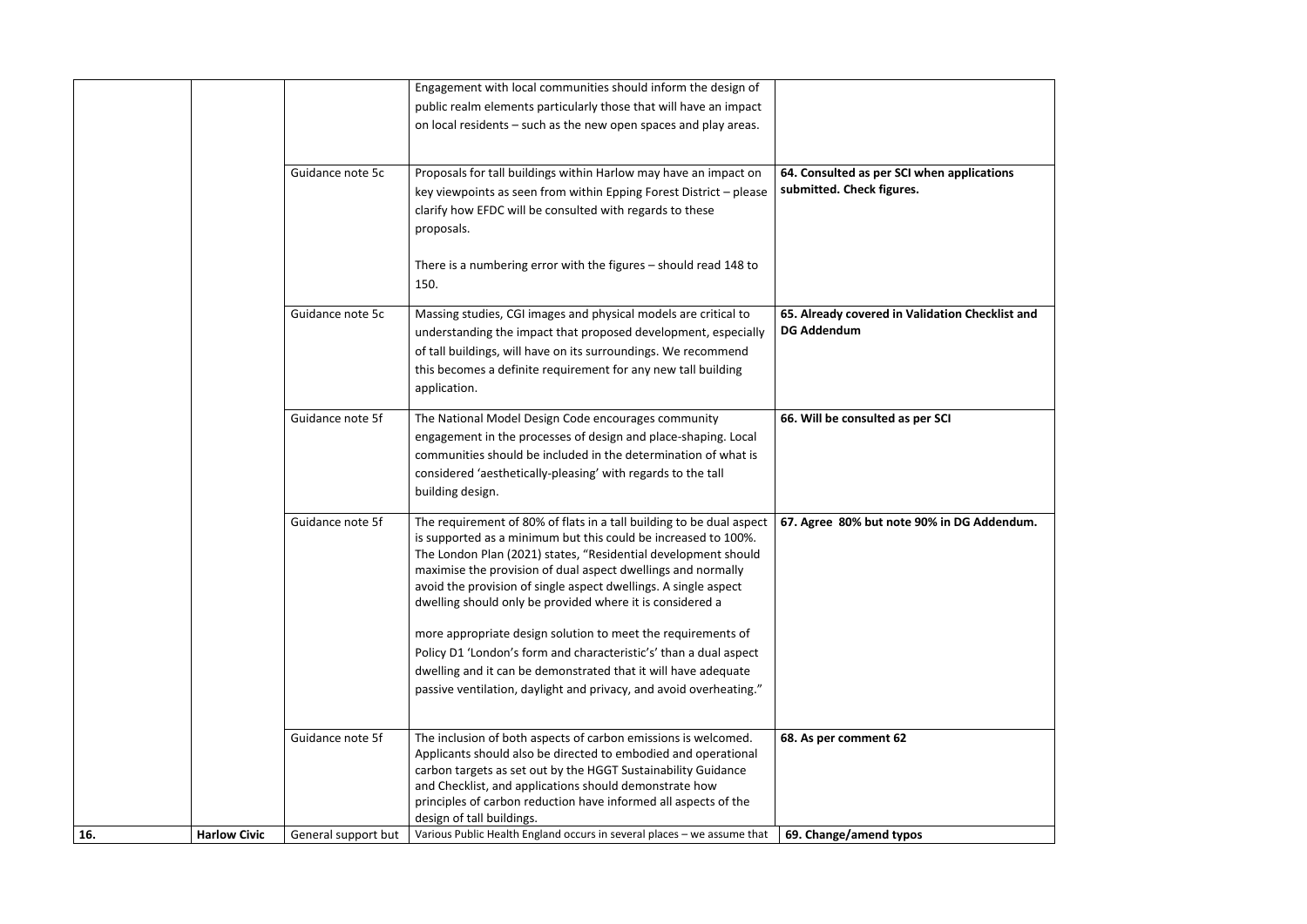| | | | | |
|---|---|---|---|---|
| | | | Engagement with local communities should inform the design of public realm elements particularly those that will have an impact on local residents – such as the new open spaces and play areas. | |
| | | Guidance note 5c | Proposals for tall buildings within Harlow may have an impact on key viewpoints as seen from within Epping Forest District – please clarify how EFDC will be consulted with regards to these proposals.<br><br>There is a numbering error with the figures – should read 148 to 150. | **64. Consulted as per SCI when applications submitted. Check figures.** |
| | | Guidance note 5c | Massing studies, CGI images and physical models are critical to understanding the impact that proposed development, especially of tall buildings, will have on its surroundings. We recommend this becomes a definite requirement for any new tall building application. | **65. Already covered in Validation Checklist and DG Addendum** |
| | | Guidance note 5f | The National Model Design Code encourages community engagement in the processes of design and place-shaping. Local communities should be included in the determination of what is considered 'aesthetically-pleasing' with regards to the tall building design. | **66. Will be consulted as per SCI** |
| | | Guidance note 5f | The requirement of 80% of flats in a tall building to be dual aspect is supported as a minimum but this could be increased to 100%. The London Plan (2021) states, "Residential development should maximise the provision of dual aspect dwellings and normally avoid the provision of single aspect dwellings. A single aspect dwelling should only be provided where it is considered a<br><br>more appropriate design solution to meet the requirements of Policy D1 'London's form and characteristic's' than a dual aspect dwelling and it can be demonstrated that it will have adequate passive ventilation, daylight and privacy, and avoid overheating." | **67. Agree 80% but note 90% in DG Addendum.** |
| | | Guidance note 5f | The inclusion of both aspects of carbon emissions is welcomed. Applicants should also be directed to embodied and operational carbon targets as set out by the HGGT Sustainability Guidance and Checklist, and applications should demonstrate how principles of carbon reduction have informed all aspects of the design of tall buildings. | **68. As per comment 62** |
| **16.** | **Harlow Civic** | General support but | Various Public Health England occurs in several places – we assume that | **69. Change/amend typos** |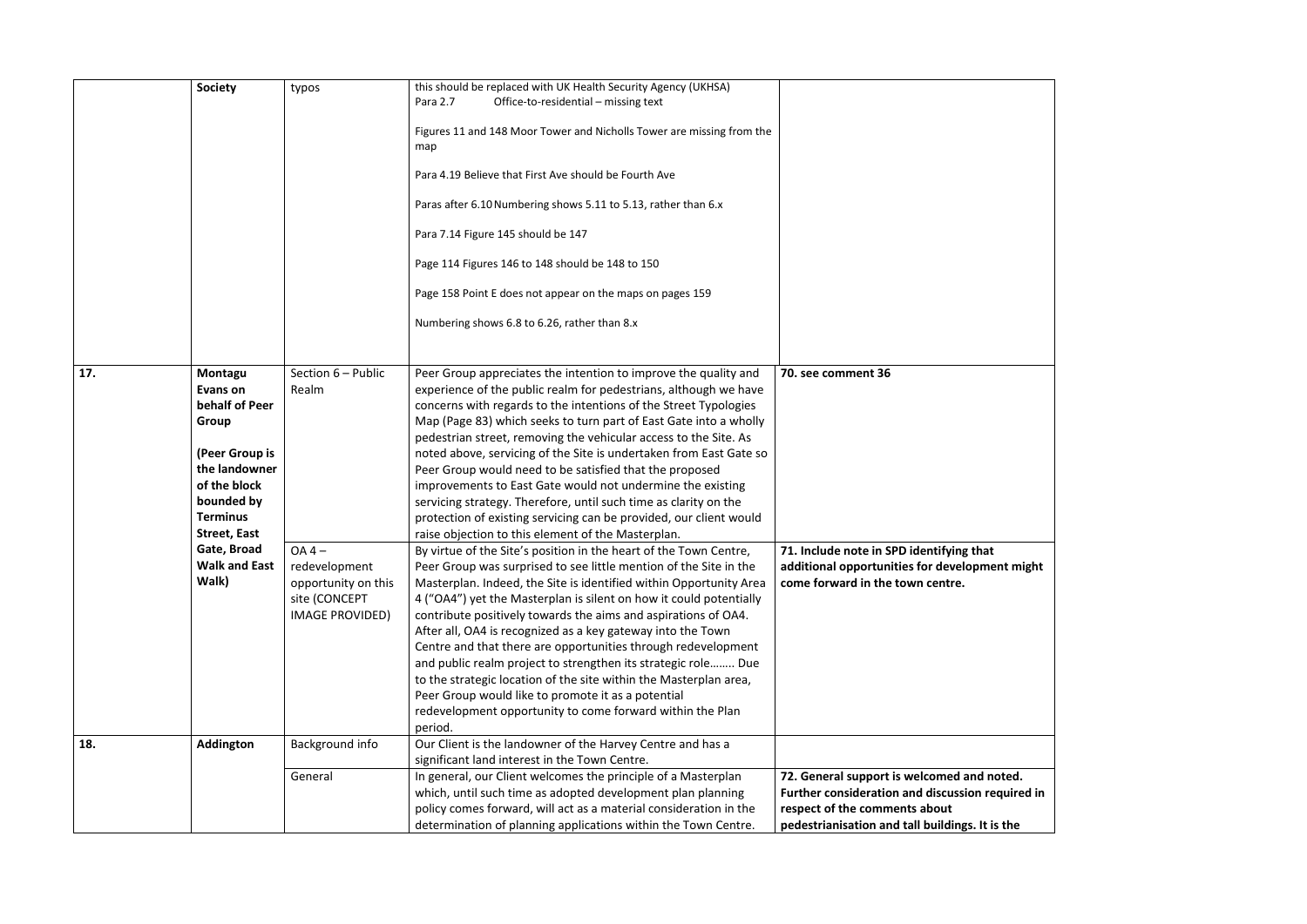| | | | | |
|---|---|---|---|---|
| | **Society** | typos | this should be replaced with UK Health Security Agency (UKHSA)<br>Para 2.7 Office-to-residential – missing text<br><br>Figures 11 and 148 Moor Tower and Nicholls Tower are missing from the map<br><br>Para 4.19 Believe that First Ave should be Fourth Ave<br><br>Paras after 6.10 Numbering shows 5.11 to 5.13, rather than 6.x<br><br>Para 7.14 Figure 145 should be 147<br><br>Page 114 Figures 146 to 148 should be 148 to 150<br><br>Page 158 Point E does not appear on the maps on pages 159<br><br>Numbering shows 6.8 to 6.26, rather than 8.x | |
| **17.** | **Montagu Evans on behalf of Peer Group**<br><br>**(Peer Group is the landowner of the block bounded by Terminus Street, East Gate, Broad Walk and East Walk)** | Section 6 – Public Realm | Peer Group appreciates the intention to improve the quality and experience of the public realm for pedestrians, although we have concerns with regards to the intentions of the Street Typologies Map (Page 83) which seeks to turn part of East Gate into a wholly pedestrian street, removing the vehicular access to the Site. As noted above, servicing of the Site is undertaken from East Gate so Peer Group would need to be satisfied that the proposed improvements to East Gate would not undermine the existing servicing strategy. Therefore, until such time as clarity on the protection of existing servicing can be provided, our client would raise objection to this element of the Masterplan. | **70. see comment 36** |
| | | OA 4 – redevelopment opportunity on this site (CONCEPT IMAGE PROVIDED) | By virtue of the Site's position in the heart of the Town Centre, Peer Group was surprised to see little mention of the Site in the Masterplan. Indeed, the Site is identified within Opportunity Area 4 ("OA4") yet the Masterplan is silent on how it could potentially contribute positively towards the aims and aspirations of OA4. After all, OA4 is recognized as a key gateway into the Town Centre and that there are opportunities through redevelopment and public realm project to strengthen its strategic role…….. Due to the strategic location of the site within the Masterplan area, Peer Group would like to promote it as a potential redevelopment opportunity to come forward within the Plan period. | **71. Include note in SPD identifying that additional opportunities for development might come forward in the town centre.** |
| **18.** | **Addington** | Background info | Our Client is the landowner of the Harvey Centre and has a significant land interest in the Town Centre. | |
| | | General | In general, our Client welcomes the principle of a Masterplan which, until such time as adopted development plan planning policy comes forward, will act as a material consideration in the determination of planning applications within the Town Centre. | **72. General support is welcomed and noted. Further consideration and discussion required in respect of the comments about pedestrianisation and tall buildings. It is the** |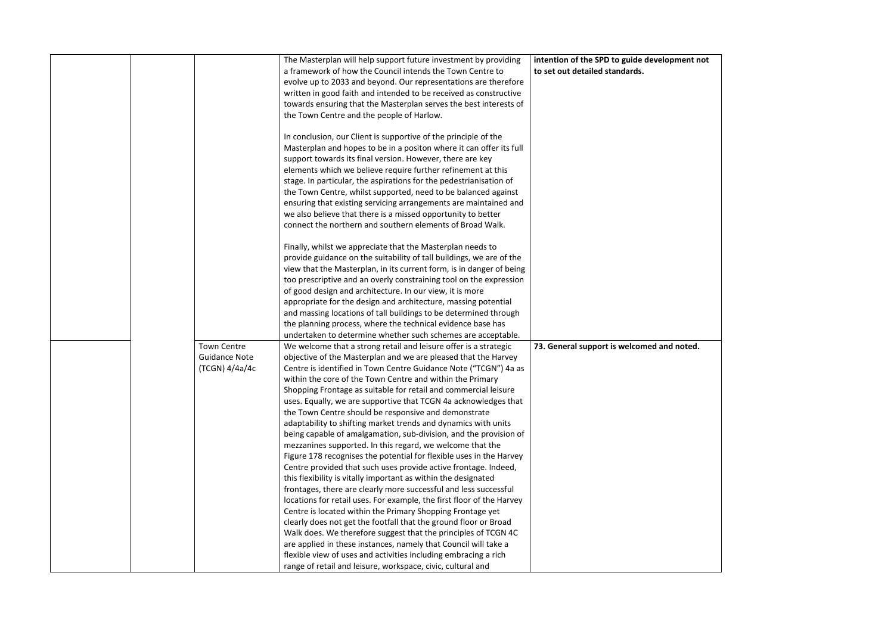|  |  |  |  |  |
|---|---|---|---|---|
|  |  |  | The Masterplan will help support future investment by providing a framework of how the Council intends the Town Centre to evolve up to 2033 and beyond. Our representations are therefore written in good faith and intended to be received as constructive towards ensuring that the Masterplan serves the best interests of the Town Centre and the people of Harlow.<br><br>In conclusion, our Client is supportive of the principle of the Masterplan and hopes to be in a positon where it can offer its full support towards its final version. However, there are key elements which we believe require further refinement at this stage. In particular, the aspirations for the pedestrianisation of the Town Centre, whilst supported, need to be balanced against ensuring that existing servicing arrangements are maintained and we also believe that there is a missed opportunity to better connect the northern and southern elements of Broad Walk.<br><br>Finally, whilst we appreciate that the Masterplan needs to provide guidance on the suitability of tall buildings, we are of the view that the Masterplan, in its current form, is in danger of being too prescriptive and an overly constraining tool on the expression of good design and architecture. In our view, it is more appropriate for the design and architecture, massing potential and massing locations of tall buildings to be determined through the planning process, where the technical evidence base has undertaken to determine whether such schemes are acceptable. | **intention of the SPD to guide development not to set out detailed standards.** |
|  |  | Town Centre Guidance Note (TCGN) 4/4a/4c | We welcome that a strong retail and leisure offer is a strategic objective of the Masterplan and we are pleased that the Harvey Centre is identified in Town Centre Guidance Note ("TCGN") 4a as within the core of the Town Centre and within the Primary Shopping Frontage as suitable for retail and commercial leisure uses. Equally, we are supportive that TCGN 4a acknowledges that the Town Centre should be responsive and demonstrate adaptability to shifting market trends and dynamics with units being capable of amalgamation, sub-division, and the provision of mezzanines supported. In this regard, we welcome that the Figure 178 recognises the potential for flexible uses in the Harvey Centre provided that such uses provide active frontage. Indeed, this flexibility is vitally important as within the designated frontages, there are clearly more successful and less successful locations for retail uses. For example, the first floor of the Harvey Centre is located within the Primary Shopping Frontage yet clearly does not get the footfall that the ground floor or Broad Walk does. We therefore suggest that the principles of TCGN 4C are applied in these instances, namely that Council will take a flexible view of uses and activities including embracing a rich range of retail and leisure, workspace, civic, cultural and | **73. General support is welcomed and noted.** |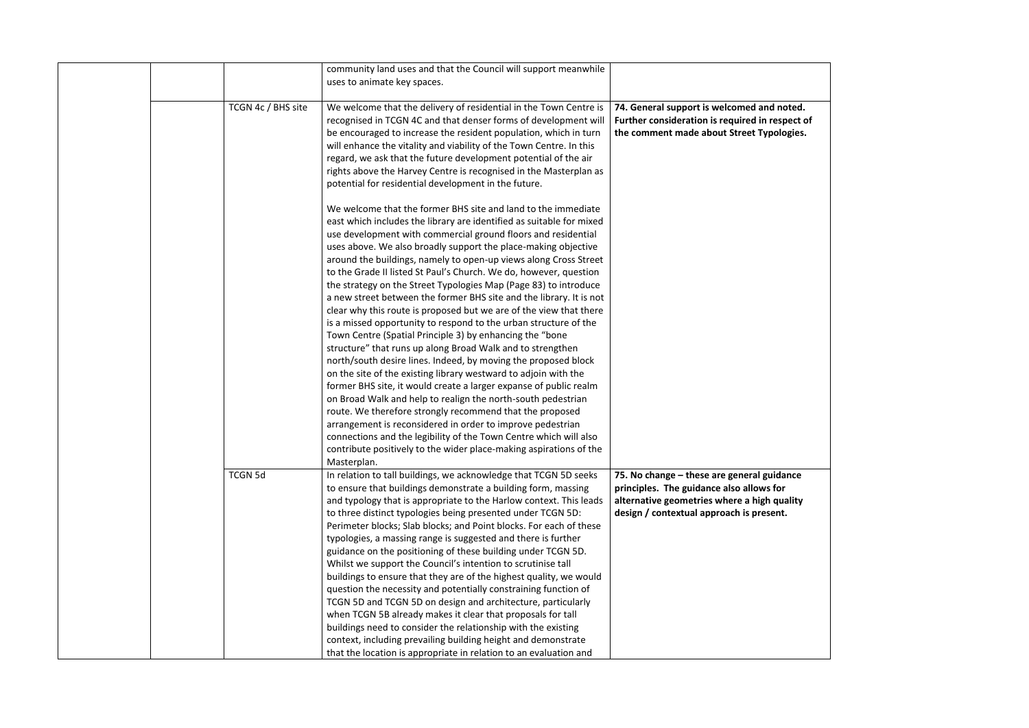|  |  |  | community land uses and that the Council will support meanwhile uses to animate key spaces. |  |
| --- | --- | --- | --- | --- |
|  |  | TCGN 4c / BHS site | We welcome that the delivery of residential in the Town Centre is recognised in TCGN 4C and that denser forms of development will be encouraged to increase the resident population, which in turn will enhance the vitality and viability of the Town Centre. In this regard, we ask that the future development potential of the air rights above the Harvey Centre is recognised in the Masterplan as potential for residential development in the future.<br><br>We welcome that the former BHS site and land to the immediate east which includes the library are identified as suitable for mixed use development with commercial ground floors and residential uses above. We also broadly support the place-making objective around the buildings, namely to open-up views along Cross Street to the Grade II listed St Paul's Church. We do, however, question the strategy on the Street Typologies Map (Page 83) to introduce a new street between the former BHS site and the library. It is not clear why this route is proposed but we are of the view that there is a missed opportunity to respond to the urban structure of the Town Centre (Spatial Principle 3) by enhancing the "bone structure" that runs up along Broad Walk and to strengthen north/south desire lines. Indeed, by moving the proposed block on the site of the existing library westward to adjoin with the former BHS site, it would create a larger expanse of public realm on Broad Walk and help to realign the north-south pedestrian route. We therefore strongly recommend that the proposed arrangement is reconsidered in order to improve pedestrian connections and the legibility of the Town Centre which will also contribute positively to the wider place-making aspirations of the Masterplan. | **74. General support is welcomed and noted. Further consideration is required in respect of the comment made about Street Typologies.** |
|  |  | TCGN 5d | In relation to tall buildings, we acknowledge that TCGN 5D seeks to ensure that buildings demonstrate a building form, massing and typology that is appropriate to the Harlow context. This leads to three distinct typologies being presented under TCGN 5D: Perimeter blocks; Slab blocks; and Point blocks. For each of these typologies, a massing range is suggested and there is further guidance on the positioning of these building under TCGN 5D. Whilst we support the Council's intention to scrutinise tall buildings to ensure that they are of the highest quality, we would question the necessity and potentially constraining function of TCGN 5D and TCGN 5D on design and architecture, particularly when TCGN 5B already makes it clear that proposals for tall buildings need to consider the relationship with the existing context, including prevailing building height and demonstrate that the location is appropriate in relation to an evaluation and | **75. No change – these are general guidance principles. The guidance also allows for alternative geometries where a high quality design / contextual approach is present.** |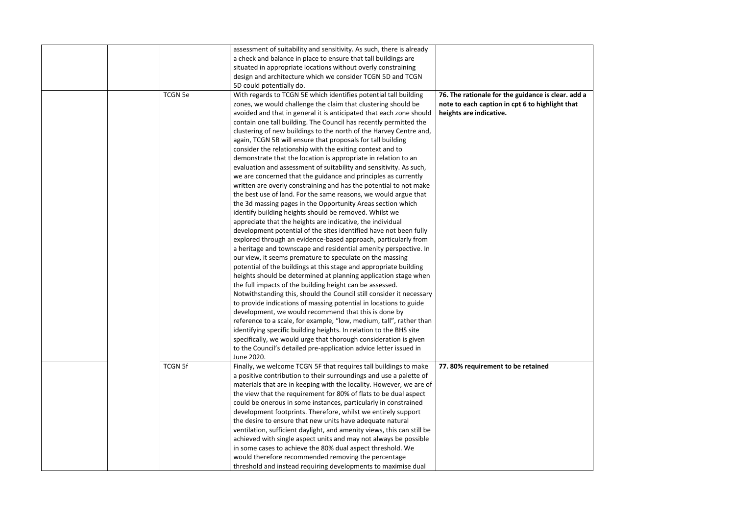| | | | | |
|---|---|---|---|---|
| | | | assessment of suitability and sensitivity. As such, there is already a check and balance in place to ensure that tall buildings are situated in appropriate locations without overly constraining design and architecture which we consider TCGN 5D and TCGN 5D could potentially do. | |
| | | TCGN 5e | With regards to TCGN 5E which identifies potential tall building zones, we would challenge the claim that clustering should be avoided and that in general it is anticipated that each zone should contain one tall building. The Council has recently permitted the clustering of new buildings to the north of the Harvey Centre and, again, TCGN 5B will ensure that proposals for tall building consider the relationship with the exiting context and to demonstrate that the location is appropriate in relation to an evaluation and assessment of suitability and sensitivity. As such, we are concerned that the guidance and principles as currently written are overly constraining and has the potential to not make the best use of land. For the same reasons, we would argue that the 3d massing pages in the Opportunity Areas section which identify building heights should be removed. Whilst we appreciate that the heights are indicative, the individual development potential of the sites identified have not been fully explored through an evidence-based approach, particularly from a heritage and townscape and residential amenity perspective. In our view, it seems premature to speculate on the massing potential of the buildings at this stage and appropriate building heights should be determined at planning application stage when the full impacts of the building height can be assessed. Notwithstanding this, should the Council still consider it necessary to provide indications of massing potential in locations to guide development, we would recommend that this is done by reference to a scale, for example, "low, medium, tall", rather than identifying specific building heights. In relation to the BHS site specifically, we would urge that thorough consideration is given to the Council's detailed pre-application advice letter issued in June 2020. | **76. The rationale for the guidance is clear. add a note to each caption in cpt 6 to highlight that heights are indicative.** |
| | | TCGN 5f | Finally, we welcome TCGN 5F that requires tall buildings to make a positive contribution to their surroundings and use a palette of materials that are in keeping with the locality. However, we are of the view that the requirement for 80% of flats to be dual aspect could be onerous in some instances, particularly in constrained development footprints. Therefore, whilst we entirely support the desire to ensure that new units have adequate natural ventilation, sufficient daylight, and amenity views, this can still be achieved with single aspect units and may not always be possible in some cases to achieve the 80% dual aspect threshold. We would therefore recommended removing the percentage threshold and instead requiring developments to maximise dual | **77. 80% requirement to be retained** |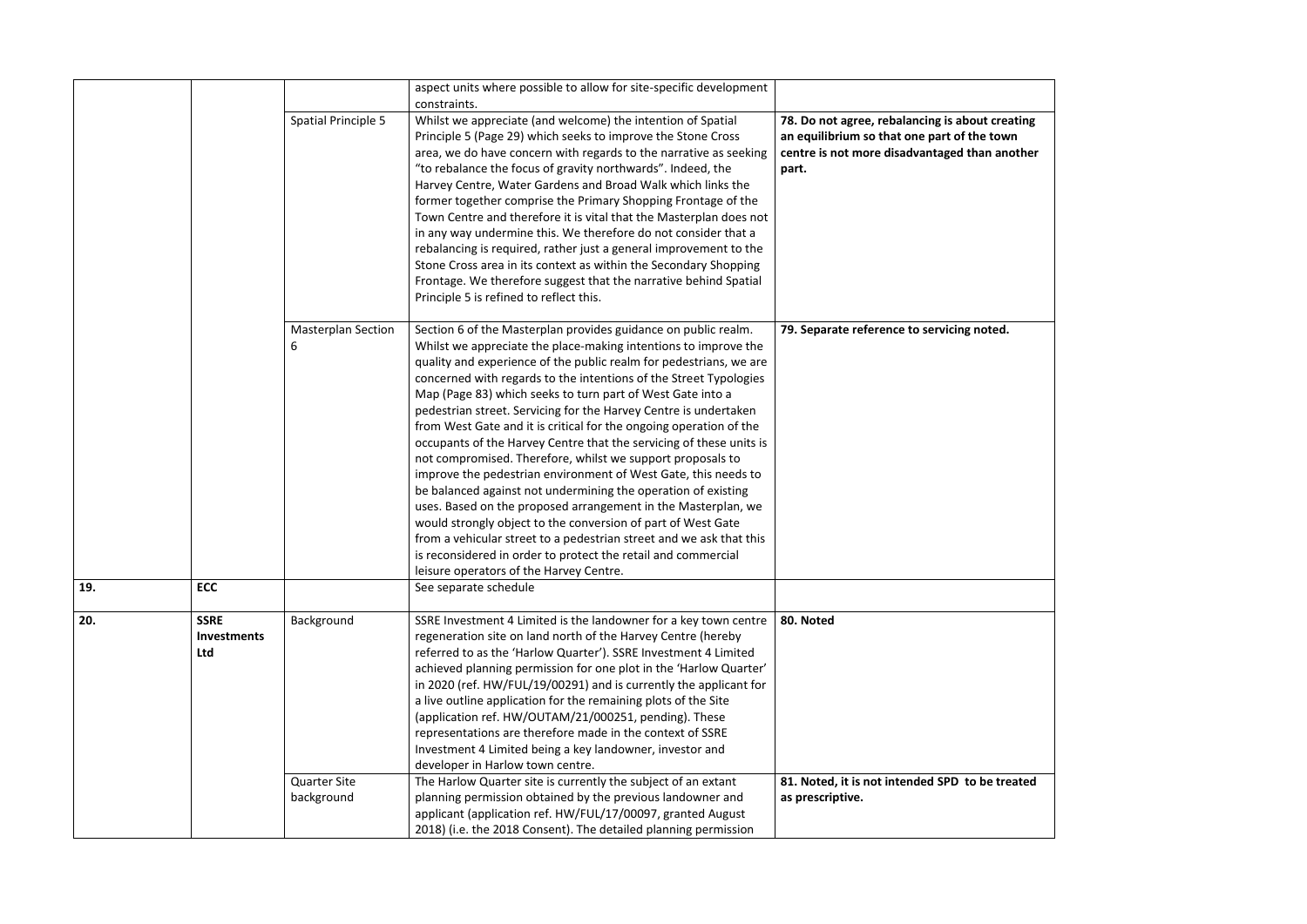| | | | | |
|---|---|---|---|---|
| | | | aspect units where possible to allow for site-specific development constraints. | |
| | | Spatial Principle 5 | Whilst we appreciate (and welcome) the intention of Spatial Principle 5 (Page 29) which seeks to improve the Stone Cross area, we do have concern with regards to the narrative as seeking "to rebalance the focus of gravity northwards". Indeed, the Harvey Centre, Water Gardens and Broad Walk which links the former together comprise the Primary Shopping Frontage of the Town Centre and therefore it is vital that the Masterplan does not in any way undermine this. We therefore do not consider that a rebalancing is required, rather just a general improvement to the Stone Cross area in its context as within the Secondary Shopping Frontage. We therefore suggest that the narrative behind Spatial Principle 5 is refined to reflect this. | **78. Do not agree, rebalancing is about creating an equilibrium so that one part of the town centre is not more disadvantaged than another part.** |
| | | Masterplan Section 6 | Section 6 of the Masterplan provides guidance on public realm. Whilst we appreciate the place-making intentions to improve the quality and experience of the public realm for pedestrians, we are concerned with regards to the intentions of the Street Typologies Map (Page 83) which seeks to turn part of West Gate into a pedestrian street. Servicing for the Harvey Centre is undertaken from West Gate and it is critical for the ongoing operation of the occupants of the Harvey Centre that the servicing of these units is not compromised. Therefore, whilst we support proposals to improve the pedestrian environment of West Gate, this needs to be balanced against not undermining the operation of existing uses. Based on the proposed arrangement in the Masterplan, we would strongly object to the conversion of part of West Gate from a vehicular street to a pedestrian street and we ask that this is reconsidered in order to protect the retail and commercial leisure operators of the Harvey Centre. | **79. Separate reference to servicing noted.** |
| **19.** | **ECC** | | See separate schedule | |
| **20.** | **SSRE Investments Ltd** | Background | SSRE Investment 4 Limited is the landowner for a key town centre regeneration site on land north of the Harvey Centre (hereby referred to as the 'Harlow Quarter'). SSRE Investment 4 Limited achieved planning permission for one plot in the 'Harlow Quarter' in 2020 (ref. HW/FUL/19/00291) and is currently the applicant for a live outline application for the remaining plots of the Site (application ref. HW/OUTAM/21/000251, pending). These representations are therefore made in the context of SSRE Investment 4 Limited being a key landowner, investor and developer in Harlow town centre. | **80. Noted** |
| | | Quarter Site background | The Harlow Quarter site is currently the subject of an extant planning permission obtained by the previous landowner and applicant (application ref. HW/FUL/17/00097, granted August 2018) (i.e. the 2018 Consent). The detailed planning permission | **81. Noted, it is not intended SPD to be treated as prescriptive.** |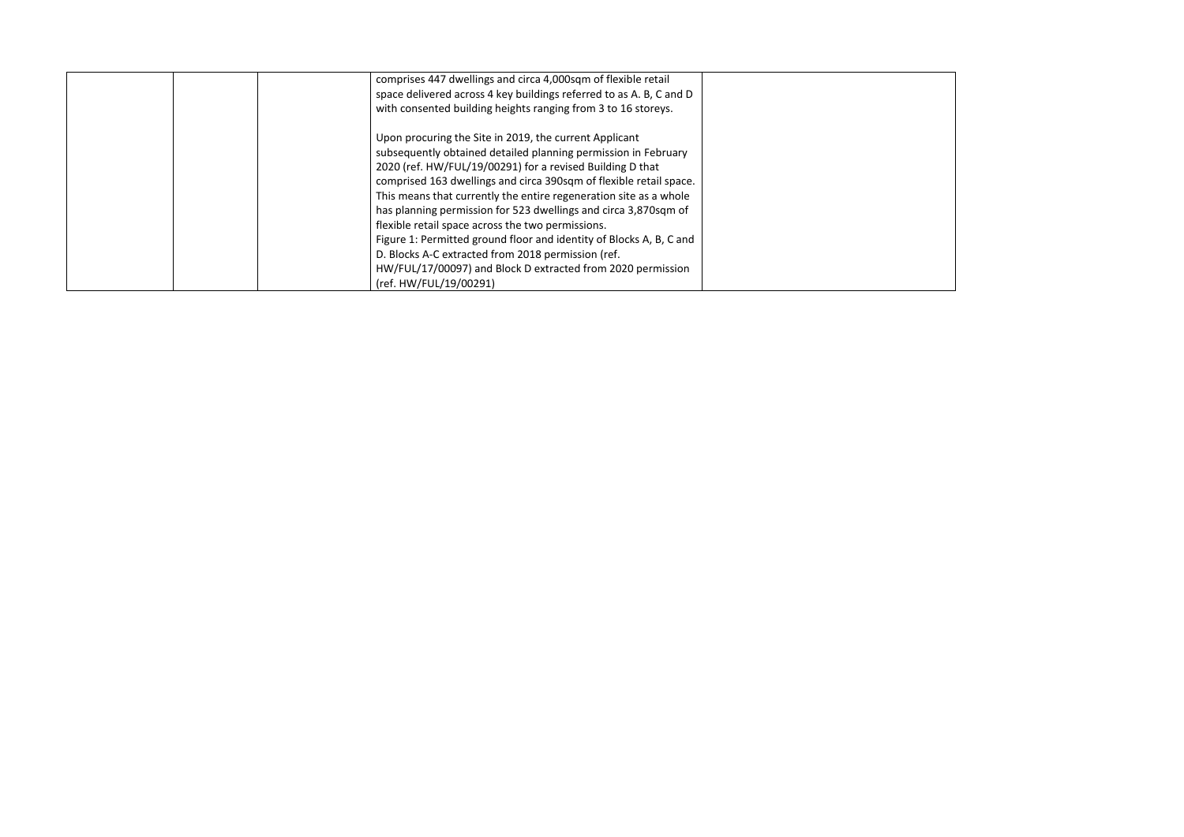|  |  |  | comprises 447 dwellings and circa 4,000sqm of flexible retail space delivered across 4 key buildings referred to as A. B, C and D with consented building heights ranging from 3 to 16 storeys.<br><br>Upon procuring the Site in 2019, the current Applicant subsequently obtained detailed planning permission in February 2020 (ref. HW/FUL/19/00291) for a revised Building D that comprised 163 dwellings and circa 390sqm of flexible retail space. This means that currently the entire regeneration site as a whole has planning permission for 523 dwellings and circa 3,870sqm of flexible retail space across the two permissions.<br>Figure 1: Permitted ground floor and identity of Blocks A, B, C and D. Blocks A-C extracted from 2018 permission (ref. HW/FUL/17/00097) and Block D extracted from 2020 permission (ref. HW/FUL/19/00291) |  |
|---|---|---|---|---|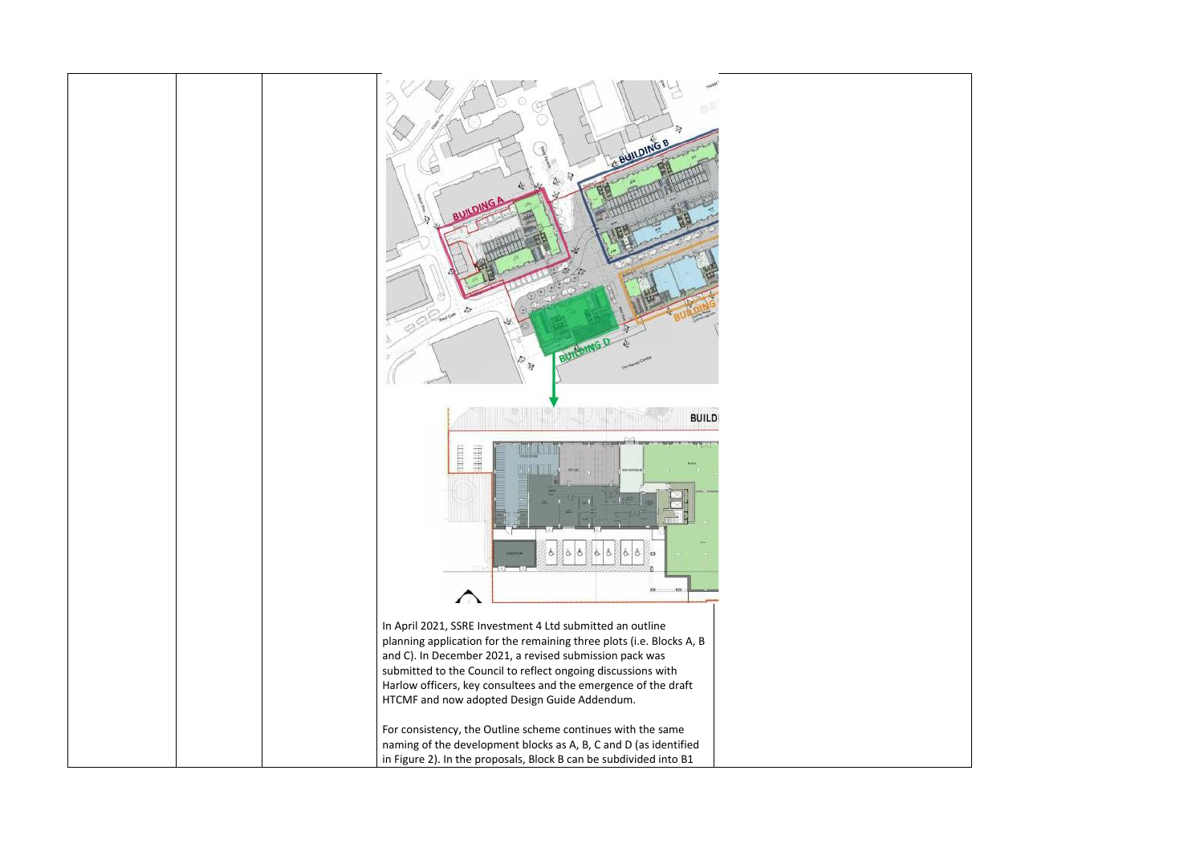| | | | | |
|---|---|---|---|---|
| | | | In April 2021, SSRE Investment 4 Ltd submitted an outline planning application for the remaining three plots (i.e. Blocks A, B and C). In December 2021, a revised submission pack was submitted to the Council to reflect ongoing discussions with Harlow officers, key consultees and the emergence of the draft HTCMF and now adopted Design Guide Addendum.<br><br>For consistency, the Outline scheme continues with the same naming of the development blocks as A, B, C and D (as identified in Figure 2). In the proposals, Block B can be subdivided into B1 | |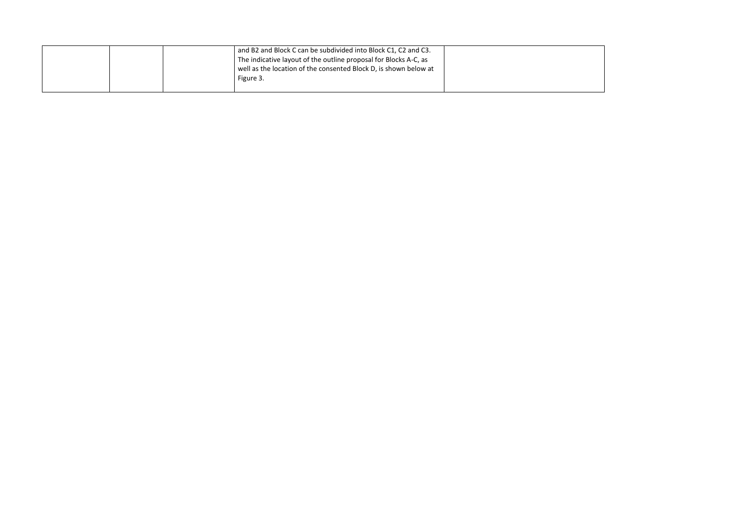|  |  |  | and B2 and Block C can be subdivided into Block C1, C2 and C3. The indicative layout of the outline proposal for Blocks A-C, as well as the location of the consented Block D, is shown below at Figure 3. |  |
|---|---|---|---|---|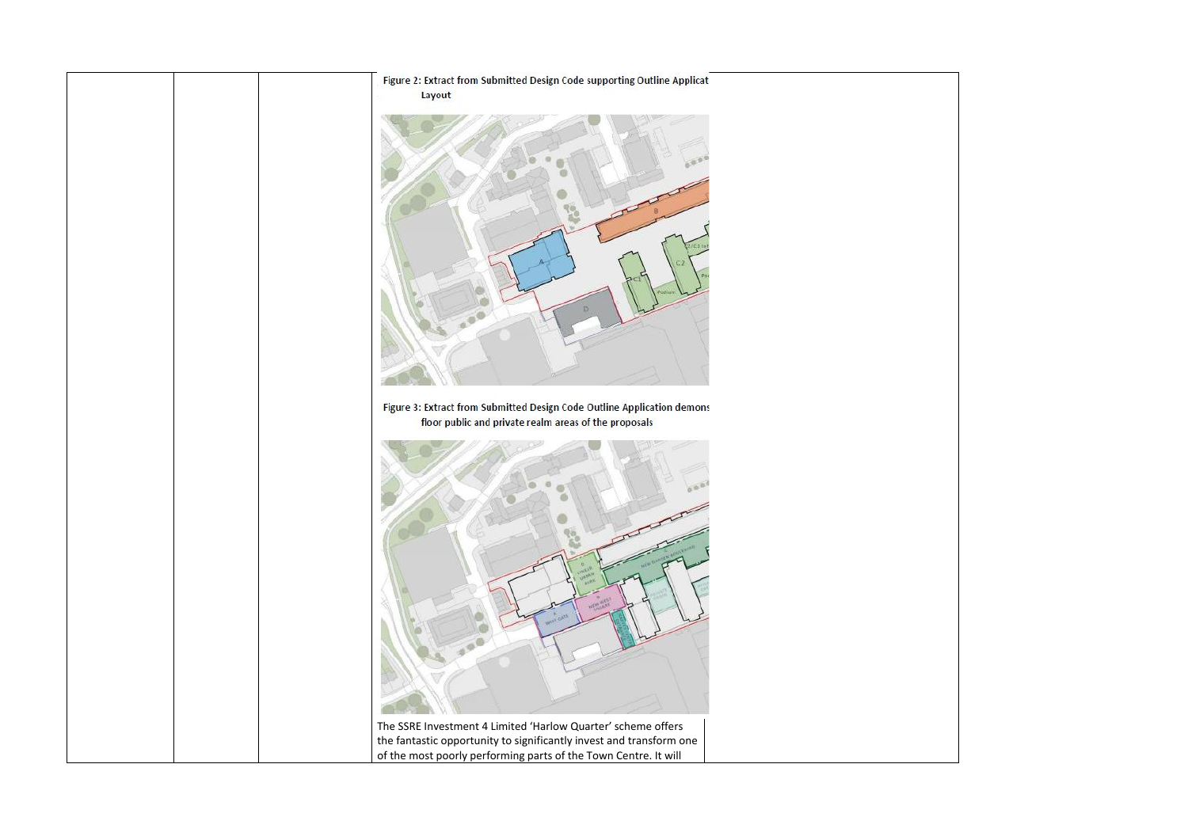| | | | Figure 2: Extract from Submitted Design Code supporting Outline Applicat Layout<br><br>Figure 3: Extract from Submitted Design Code Outline Application demons floor public and private realm areas of the proposals<br><br>The SSRE Investment 4 Limited 'Harlow Quarter' scheme offers the fantastic opportunity to significantly invest and transform one of the most poorly performing parts of the Town Centre. It will | |
|---|---|---|---|---|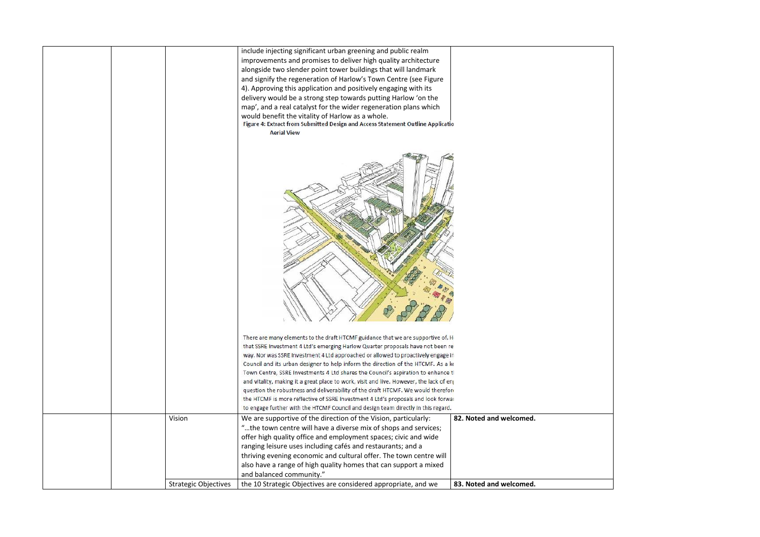| | | | | |
|---|---|---|---|---|
| | | | include injecting significant urban greening and public realm improvements and promises to deliver high quality architecture alongside two slender point tower buildings that will landmark and signify the regeneration of Harlow's Town Centre (see Figure 4). Approving this application and positively engaging with its delivery would be a strong step towards putting Harlow 'on the map', and a real catalyst for the wider regeneration plans which would benefit the vitality of Harlow as a whole. **Figure 4: Extract from Submitted Design and Access Statement Outline Applicatio Aerial View** There are many elements to the draft HTCMF guidance that we are supportive of. H that SSRE Investment 4 Ltd's emerging Harlow Quarter proposals have not been re way. Nor was SSRE Investment 4 Ltd approached or allowed to proactively engage in Council and its urban designer to help inform the direction of the HTCMF. As a ke Town Centre, SSRE Investments 4 Ltd shares the Council's aspiration to enhance t and vitality, making it a great place to work, visit and live. However, the lack of en question the robustness and deliverability of the draft HTCMF. We would therefor the HTCMF is more reflective of SSRE Investment 4 Ltd's proposals and look forwa to engage further with the HTCMF Council and design team directly in this regard. | |
| | | Vision | We are supportive of the direction of the Vision, particularly: "…the town centre will have a diverse mix of shops and services; offer high quality office and employment spaces; civic and wide ranging leisure uses including cafés and restaurants; and a thriving evening economic and cultural offer. The town centre will also have a range of high quality homes that can support a mixed and balanced community." | **82. Noted and welcomed.** |
| | | Strategic Objectives | the 10 Strategic Objectives are considered appropriate, and we | **83. Noted and welcomed.** |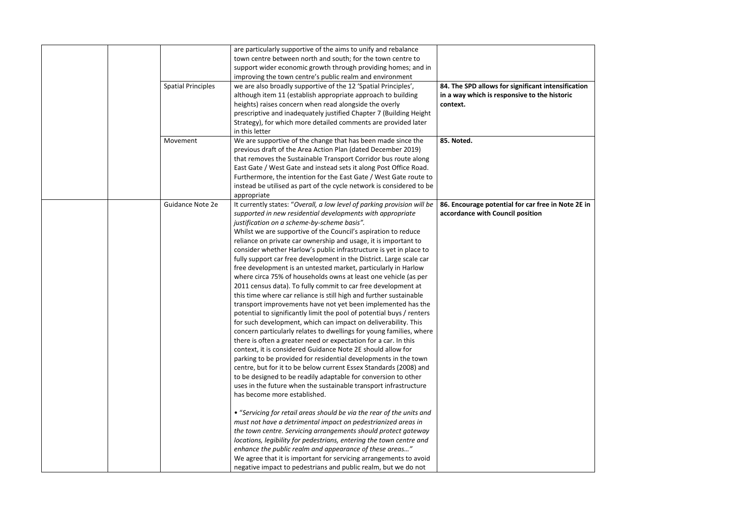| | | | | |
|---|---|---|---|---|
| | | | are particularly supportive of the aims to unify and rebalance town centre between north and south; for the town centre to support wider economic growth through providing homes; and in improving the town centre's public realm and environment | |
| | | Spatial Principles | we are also broadly supportive of the 12 'Spatial Principles', although item 11 (establish appropriate approach to building heights) raises concern when read alongside the overly prescriptive and inadequately justified Chapter 7 (Building Height Strategy), for which more detailed comments are provided later in this letter | **84. The SPD allows for significant intensification in a way which is responsive to the historic context.** |
| | | Movement | We are supportive of the change that has been made since the previous draft of the Area Action Plan (dated December 2019) that removes the Sustainable Transport Corridor bus route along East Gate / West Gate and instead sets it along Post Office Road. Furthermore, the intention for the East Gate / West Gate route to instead be utilised as part of the cycle network is considered to be appropriate | **85. Noted.** |
| | | Guidance Note 2e | It currently states: "*Overall, a low level of parking provision will be supported in new residential developments with appropriate justification on a scheme-by-scheme basis*".<br>Whilst we are supportive of the Council's aspiration to reduce reliance on private car ownership and usage, it is important to consider whether Harlow's public infrastructure is yet in place to fully support car free development in the District. Large scale car free development is an untested market, particularly in Harlow where circa 75% of households owns at least one vehicle (as per 2011 census data). To fully commit to car free development at this time where car reliance is still high and further sustainable transport improvements have not yet been implemented has the potential to significantly limit the pool of potential buys / renters for such development, which can impact on deliverability. This concern particularly relates to dwellings for young families, where there is often a greater need or expectation for a car. In this context, it is considered Guidance Note 2E should allow for parking to be provided for residential developments in the town centre, but for it to be below current Essex Standards (2008) and to be designed to be readily adaptable for conversion to other uses in the future when the sustainable transport infrastructure has become more established.<br><br>• "*Servicing for retail areas should be via the rear of the units and must not have a detrimental impact on pedestrianized areas in the town centre. Servicing arrangements should protect gateway locations, legibility for pedestrians, entering the town centre and enhance the public realm and appearance of these areas…*"<br>We agree that it is important for servicing arrangements to avoid negative impact to pedestrians and public realm, but we do not | **86. Encourage potential for car free in Note 2E in accordance with Council position** |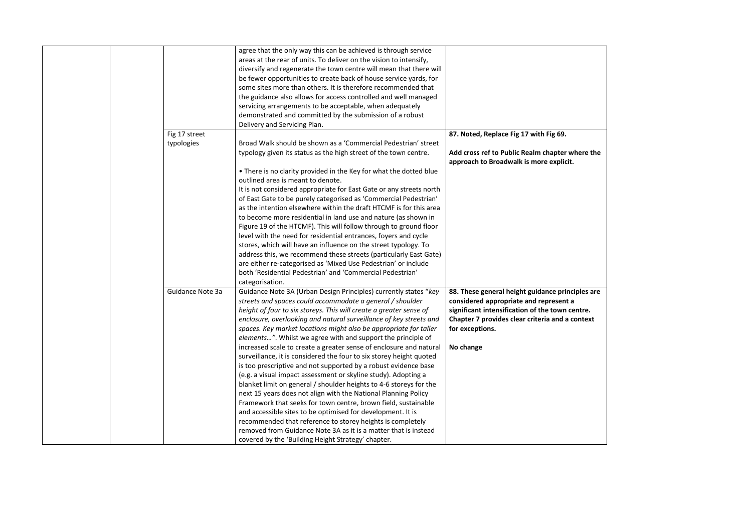| | | | | |
|---|---|---|---|---|
| | | | agree that the only way this can be achieved is through service areas at the rear of units. To deliver on the vision to intensify, diversify and regenerate the town centre will mean that there will be fewer opportunities to create back of house service yards, for some sites more than others. It is therefore recommended that the guidance also allows for access controlled and well managed servicing arrangements to be acceptable, when adequately demonstrated and committed by the submission of a robust Delivery and Servicing Plan. | |
| | | Fig 17 street typologies | Broad Walk should be shown as a 'Commercial Pedestrian' street typology given its status as the high street of the town centre.<br><br>• There is no clarity provided in the Key for what the dotted blue outlined area is meant to denote.<br>It is not considered appropriate for East Gate or any streets north of East Gate to be purely categorised as 'Commercial Pedestrian' as the intention elsewhere within the draft HTCMF is for this area to become more residential in land use and nature (as shown in Figure 19 of the HTCMF). This will follow through to ground floor level with the need for residential entrances, foyers and cycle stores, which will have an influence on the street typology. To address this, we recommend these streets (particularly East Gate) are either re-categorised as 'Mixed Use Pedestrian' or include both 'Residential Pedestrian' and 'Commercial Pedestrian' categorisation. | **87. Noted, Replace Fig 17 with Fig 69.**<br><br>**Add cross ref to Public Realm chapter where the approach to Broadwalk is more explicit.** |
| | | Guidance Note 3a | Guidance Note 3A (Urban Design Principles) currently states "*key streets and spaces could accommodate a general / shoulder height of four to six storeys. This will create a greater sense of enclosure, overlooking and natural surveillance of key streets and spaces. Key market locations might also be appropriate for taller elements…*". Whilst we agree with and support the principle of increased scale to create a greater sense of enclosure and natural surveillance, it is considered the four to six storey height quoted is too prescriptive and not supported by a robust evidence base (e.g. a visual impact assessment or skyline study). Adopting a blanket limit on general / shoulder heights to 4-6 storeys for the next 15 years does not align with the National Planning Policy Framework that seeks for town centre, brown field, sustainable and accessible sites to be optimised for development. It is recommended that reference to storey heights is completely removed from Guidance Note 3A as it is a matter that is instead covered by the 'Building Height Strategy' chapter. | **88. These general height guidance principles are considered appropriate and represent a significant intensification of the town centre. Chapter 7 provides clear criteria and a context for exceptions.**<br><br>**No change** |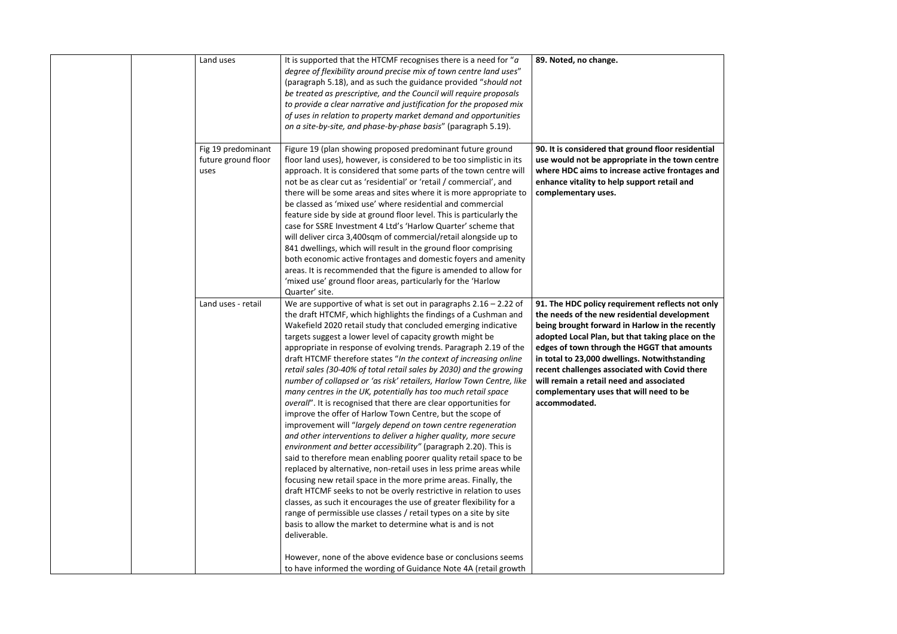| | | | | |
|---|---|---|---|---|
| | | Land uses | It is supported that the HTCMF recognises there is a need for "*a degree of flexibility around precise mix of town centre land uses*" (paragraph 5.18), and as such the guidance provided "*should not be treated as prescriptive, and the Council will require proposals to provide a clear narrative and justification for the proposed mix of uses in relation to property market demand and opportunities on a site-by-site, and phase-by-phase basis*" (paragraph 5.19). | **89. Noted, no change.** |
| | | Fig 19 predominant future ground floor uses | Figure 19 (plan showing proposed predominant future ground floor land uses), however, is considered to be too simplistic in its approach. It is considered that some parts of the town centre will not be as clear cut as 'residential' or 'retail / commercial', and there will be some areas and sites where it is more appropriate to be classed as 'mixed use' where residential and commercial feature side by side at ground floor level. This is particularly the case for SSRE Investment 4 Ltd's 'Harlow Quarter' scheme that will deliver circa 3,400sqm of commercial/retail alongside up to 841 dwellings, which will result in the ground floor comprising both economic active frontages and domestic foyers and amenity areas. It is recommended that the figure is amended to allow for 'mixed use' ground floor areas, particularly for the 'Harlow Quarter' site. | **90. It is considered that ground floor residential use would not be appropriate in the town centre where HDC aims to increase active frontages and enhance vitality to help support retail and complementary uses.** |
| | | Land uses - retail | We are supportive of what is set out in paragraphs 2.16 – 2.22 of the draft HTCMF, which highlights the findings of a Cushman and Wakefield 2020 retail study that concluded emerging indicative targets suggest a lower level of capacity growth might be appropriate in response of evolving trends. Paragraph 2.19 of the draft HTCMF therefore states "*In the context of increasing online retail sales (30-40% of total retail sales by 2030) and the growing number of collapsed or 'as risk' retailers, Harlow Town Centre, like many centres in the UK, potentially has too much retail space overall*". It is recognised that there are clear opportunities for improve the offer of Harlow Town Centre, but the scope of improvement will "*largely depend on town centre regeneration and other interventions to deliver a higher quality, more secure environment and better accessibility*" (paragraph 2.20). This is said to therefore mean enabling poorer quality retail space to be replaced by alternative, non-retail uses in less prime areas while focusing new retail space in the more prime areas. Finally, the draft HTCMF seeks to not be overly restrictive in relation to uses classes, as such it encourages the use of greater flexibility for a range of permissible use classes / retail types on a site by site basis to allow the market to determine what is and is not deliverable.<br><br>However, none of the above evidence base or conclusions seems to have informed the wording of Guidance Note 4A (retail growth | **91. The HDC policy requirement reflects not only the needs of the new residential development being brought forward in Harlow in the recently adopted Local Plan, but that taking place on the edges of town through the HGGT that amounts in total to 23,000 dwellings. Notwithstanding recent challenges associated with Covid there will remain a retail need and associated complementary uses that will need to be accommodated.** |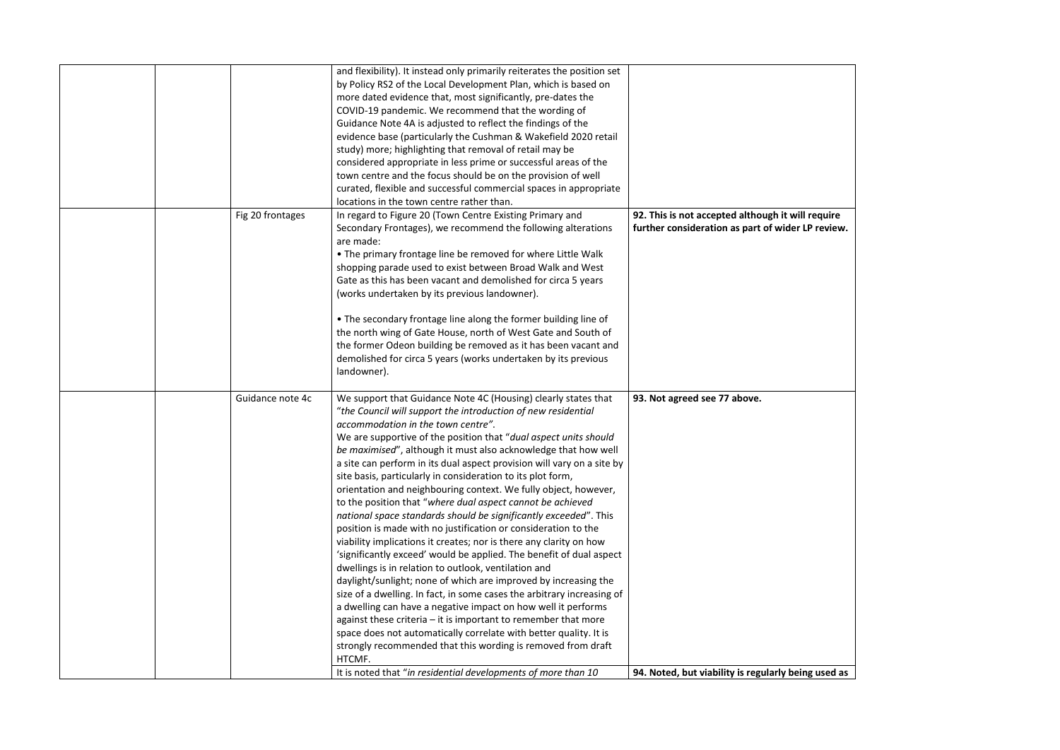| | | | | |
|---|---|---|---|---|
| | | | and flexibility). It instead only primarily reiterates the position set by Policy RS2 of the Local Development Plan, which is based on more dated evidence that, most significantly, pre-dates the COVID-19 pandemic. We recommend that the wording of Guidance Note 4A is adjusted to reflect the findings of the evidence base (particularly the Cushman & Wakefield 2020 retail study) more; highlighting that removal of retail may be considered appropriate in less prime or successful areas of the town centre and the focus should be on the provision of well curated, flexible and successful commercial spaces in appropriate locations in the town centre rather than. | |
| | | Fig 20 frontages | In regard to Figure 20 (Town Centre Existing Primary and Secondary Frontages), we recommend the following alterations are made:<br>• The primary frontage line be removed for where Little Walk shopping parade used to exist between Broad Walk and West Gate as this has been vacant and demolished for circa 5 years (works undertaken by its previous landowner).<br><br>• The secondary frontage line along the former building line of the north wing of Gate House, north of West Gate and South of the former Odeon building be removed as it has been vacant and demolished for circa 5 years (works undertaken by its previous landowner). | **92. This is not accepted although it will require further consideration as part of wider LP review.** |
| | | Guidance note 4c | We support that Guidance Note 4C (Housing) clearly states that "*the Council will support the introduction of new residential accommodation in the town centre"*.<br>We are supportive of the position that "*dual aspect units should be maximised*", although it must also acknowledge that how well a site can perform in its dual aspect provision will vary on a site by site basis, particularly in consideration to its plot form, orientation and neighbouring context. We fully object, however, to the position that "*where dual aspect cannot be achieved national space standards should be significantly exceeded*". This position is made with no justification or consideration to the viability implications it creates; nor is there any clarity on how 'significantly exceed' would be applied. The benefit of dual aspect dwellings is in relation to outlook, ventilation and daylight/sunlight; none of which are improved by increasing the size of a dwelling. In fact, in some cases the arbitrary increasing of a dwelling can have a negative impact on how well it performs against these criteria – it is important to remember that more space does not automatically correlate with better quality. It is strongly recommended that this wording is removed from draft HTCMF. | **93. Not agreed see 77 above.** |
| | | | It is noted that "*in residential developments of more than 10* | **94. Noted, but viability is regularly being used as** |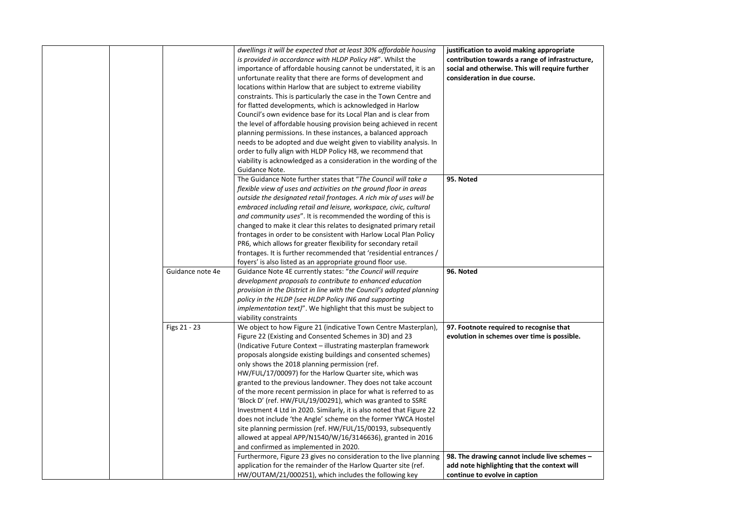| | | | | |
|---|---|---|---|---|
| | | | *dwellings it will be expected that at least 30% affordable housing is provided in accordance with HLDP Policy H8*". Whilst the importance of affordable housing cannot be understated, it is an unfortunate reality that there are forms of development and locations within Harlow that are subject to extreme viability constraints. This is particularly the case in the Town Centre and for flatted developments, which is acknowledged in Harlow Council's own evidence base for its Local Plan and is clear from the level of affordable housing provision being achieved in recent planning permissions. In these instances, a balanced approach needs to be adopted and due weight given to viability analysis. In order to fully align with HLDP Policy H8, we recommend that viability is acknowledged as a consideration in the wording of the Guidance Note. | **justification to avoid making appropriate contribution towards a range of infrastructure, social and otherwise. This will require further consideration in due course.** |
| | | | The Guidance Note further states that "*The Council will take a flexible view of uses and activities on the ground floor in areas outside the designated retail frontages. A rich mix of uses will be embraced including retail and leisure, workspace, civic, cultural and community uses*". It is recommended the wording of this is changed to make it clear this relates to designated primary retail frontages in order to be consistent with Harlow Local Plan Policy PR6, which allows for greater flexibility for secondary retail frontages. It is further recommended that 'residential entrances / foyers' is also listed as an appropriate ground floor use. | **95. Noted** |
| | | Guidance note 4e | Guidance Note 4E currently states: "*the Council will require development proposals to contribute to enhanced education provision in the District in line with the Council's adopted planning policy in the HLDP (see HLDP Policy IN6 and supporting implementation text)*". We highlight that this must be subject to viability constraints | **96. Noted** |
| | | Figs 21 - 23 | We object to how Figure 21 (indicative Town Centre Masterplan), Figure 22 (Existing and Consented Schemes in 3D) and 23 (Indicative Future Context – illustrating masterplan framework proposals alongside existing buildings and consented schemes) only shows the 2018 planning permission (ref. HW/FUL/17/00097) for the Harlow Quarter site, which was granted to the previous landowner. They does not take account of the more recent permission in place for what is referred to as 'Block D' (ref. HW/FUL/19/00291), which was granted to SSRE Investment 4 Ltd in 2020. Similarly, it is also noted that Figure 22 does not include 'the Angle' scheme on the former YWCA Hostel site planning permission (ref. HW/FUL/15/00193, subsequently allowed at appeal APP/N1540/W/16/3146636), granted in 2016 and confirmed as implemented in 2020. | **97. Footnote required to recognise that evolution in schemes over time is possible.** |
| | | | Furthermore, Figure 23 gives no consideration to the live planning application for the remainder of the Harlow Quarter site (ref. HW/OUTAM/21/000251), which includes the following key | **98. The drawing cannot include live schemes – add note highlighting that the context will continue to evolve in caption** |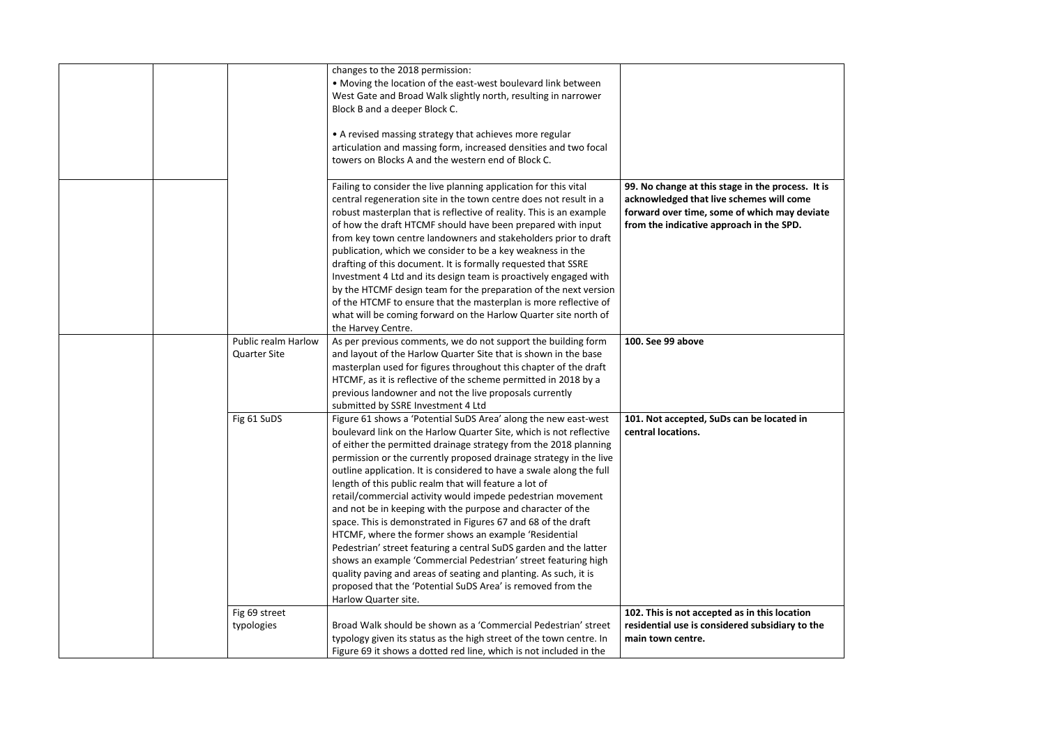|  |  |  |  |  |
|---|---|---|---|---|
|  |  |  | changes to the 2018 permission:<br>• Moving the location of the east-west boulevard link between West Gate and Broad Walk slightly north, resulting in narrower Block B and a deeper Block C.<br><br>• A revised massing strategy that achieves more regular articulation and massing form, increased densities and two focal towers on Blocks A and the western end of Block C. |  |
|  |  |  | Failing to consider the live planning application for this vital central regeneration site in the town centre does not result in a robust masterplan that is reflective of reality. This is an example of how the draft HTCMF should have been prepared with input from key town centre landowners and stakeholders prior to draft publication, which we consider to be a key weakness in the drafting of this document. It is formally requested that SSRE Investment 4 Ltd and its design team is proactively engaged with by the HTCMF design team for the preparation of the next version of the HTCMF to ensure that the masterplan is more reflective of what will be coming forward on the Harlow Quarter site north of the Harvey Centre. | **99. No change at this stage in the process. It is acknowledged that live schemes will come forward over time, some of which may deviate from the indicative approach in the SPD.** |
|  |  | Public realm Harlow Quarter Site | As per previous comments, we do not support the building form and layout of the Harlow Quarter Site that is shown in the base masterplan used for figures throughout this chapter of the draft HTCMF, as it is reflective of the scheme permitted in 2018 by a previous landowner and not the live proposals currently submitted by SSRE Investment 4 Ltd | **100. See 99 above** |
|  |  | Fig 61 SuDS | Figure 61 shows a 'Potential SuDS Area' along the new east-west boulevard link on the Harlow Quarter Site, which is not reflective of either the permitted drainage strategy from the 2018 planning permission or the currently proposed drainage strategy in the live outline application. It is considered to have a swale along the full length of this public realm that will feature a lot of retail/commercial activity would impede pedestrian movement and not be in keeping with the purpose and character of the space. This is demonstrated in Figures 67 and 68 of the draft HTCMF, where the former shows an example 'Residential Pedestrian' street featuring a central SuDS garden and the latter shows an example 'Commercial Pedestrian' street featuring high quality paving and areas of seating and planting. As such, it is proposed that the 'Potential SuDS Area' is removed from the Harlow Quarter site. | **101. Not accepted, SuDs can be located in central locations.** |
|  |  | Fig 69 street typologies | Broad Walk should be shown as a 'Commercial Pedestrian' street typology given its status as the high street of the town centre. In Figure 69 it shows a dotted red line, which is not included in the | **102. This is not accepted as in this location residential use is considered subsidiary to the main town centre.** |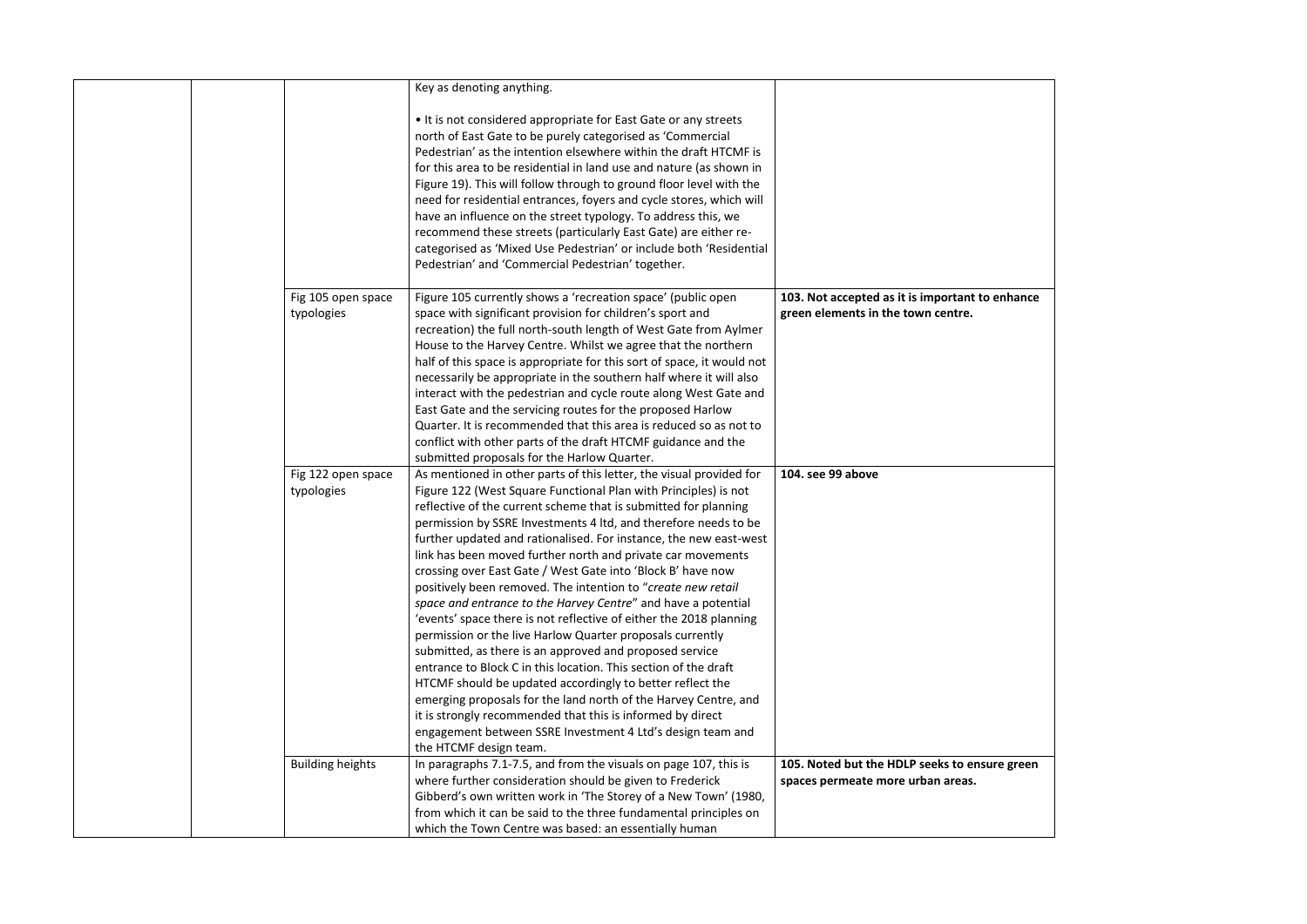| | | | | |
|---|---|---|---|---|
| | | | Key as denoting anything.<br><br>• It is not considered appropriate for East Gate or any streets north of East Gate to be purely categorised as 'Commercial Pedestrian' as the intention elsewhere within the draft HTCMF is for this area to be residential in land use and nature (as shown in Figure 19). This will follow through to ground floor level with the need for residential entrances, foyers and cycle stores, which will have an influence on the street typology. To address this, we recommend these streets (particularly East Gate) are either re-categorised as 'Mixed Use Pedestrian' or include both 'Residential Pedestrian' and 'Commercial Pedestrian' together. | |
| | | Fig 105 open space typologies | Figure 105 currently shows a 'recreation space' (public open space with significant provision for children's sport and recreation) the full north-south length of West Gate from Aylmer House to the Harvey Centre. Whilst we agree that the northern half of this space is appropriate for this sort of space, it would not necessarily be appropriate in the southern half where it will also interact with the pedestrian and cycle route along West Gate and East Gate and the servicing routes for the proposed Harlow Quarter. It is recommended that this area is reduced so as not to conflict with other parts of the draft HTCMF guidance and the submitted proposals for the Harlow Quarter. | **103. Not accepted as it is important to enhance green elements in the town centre.** |
| | | Fig 122 open space typologies | As mentioned in other parts of this letter, the visual provided for Figure 122 (West Square Functional Plan with Principles) is not reflective of the current scheme that is submitted for planning permission by SSRE Investments 4 ltd, and therefore needs to be further updated and rationalised. For instance, the new east-west link has been moved further north and private car movements crossing over East Gate / West Gate into 'Block B' have now positively been removed. The intention to "*create new retail space and entrance to the Harvey Centre*" and have a potential 'events' space there is not reflective of either the 2018 planning permission or the live Harlow Quarter proposals currently submitted, as there is an approved and proposed service entrance to Block C in this location. This section of the draft HTCMF should be updated accordingly to better reflect the emerging proposals for the land north of the Harvey Centre, and it is strongly recommended that this is informed by direct engagement between SSRE Investment 4 Ltd's design team and the HTCMF design team. | **104. see 99 above** |
| | | Building heights | In paragraphs 7.1-7.5, and from the visuals on page 107, this is where further consideration should be given to Frederick Gibberd's own written work in 'The Storey of a New Town' (1980, from which it can be said to the three fundamental principles on which the Town Centre was based: an essentially human | **105. Noted but the HDLP seeks to ensure green spaces permeate more urban areas.** |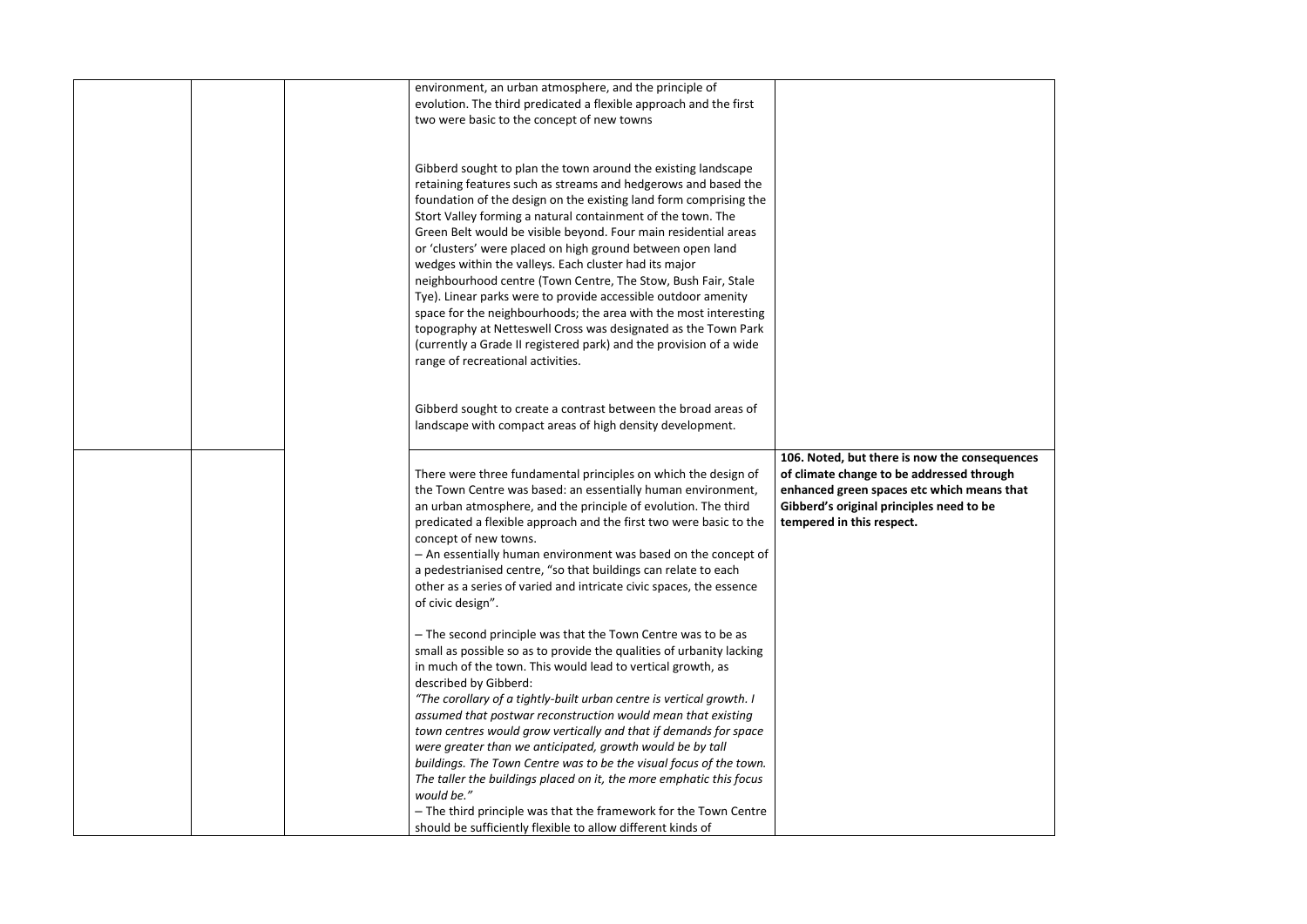| | | | | |
|---|---|---|---|---|
| | | | environment, an urban atmosphere, and the principle of evolution. The third predicated a flexible approach and the first two were basic to the concept of new towns<br><br>Gibberd sought to plan the town around the existing landscape retaining features such as streams and hedgerows and based the foundation of the design on the existing land form comprising the Stort Valley forming a natural containment of the town. The Green Belt would be visible beyond. Four main residential areas or 'clusters' were placed on high ground between open land wedges within the valleys. Each cluster had its major neighbourhood centre (Town Centre, The Stow, Bush Fair, Stale Tye). Linear parks were to provide accessible outdoor amenity space for the neighbourhoods; the area with the most interesting topography at Netteswell Cross was designated as the Town Park (currently a Grade II registered park) and the provision of a wide range of recreational activities.<br><br>Gibberd sought to create a contrast between the broad areas of landscape with compact areas of high density development. | |
| | | | There were three fundamental principles on which the design of the Town Centre was based: an essentially human environment, an urban atmosphere, and the principle of evolution. The third predicated a flexible approach and the first two were basic to the concept of new towns.<br>– An essentially human environment was based on the concept of a pedestrianised centre, "so that buildings can relate to each other as a series of varied and intricate civic spaces, the essence of civic design".<br><br>– The second principle was that the Town Centre was to be as small as possible so as to provide the qualities of urbanity lacking in much of the town. This would lead to vertical growth, as described by Gibberd:<br>*"The corollary of a tightly-built urban centre is vertical growth. I assumed that postwar reconstruction would mean that existing town centres would grow vertically and that if demands for space were greater than we anticipated, growth would be by tall buildings. The Town Centre was to be the visual focus of the town. The taller the buildings placed on it, the more emphatic this focus would be."*<br>– The third principle was that the framework for the Town Centre should be sufficiently flexible to allow different kinds of | **106. Noted, but there is now the consequences of climate change to be addressed through enhanced green spaces etc which means that Gibberd's original principles need to be tempered in this respect.** |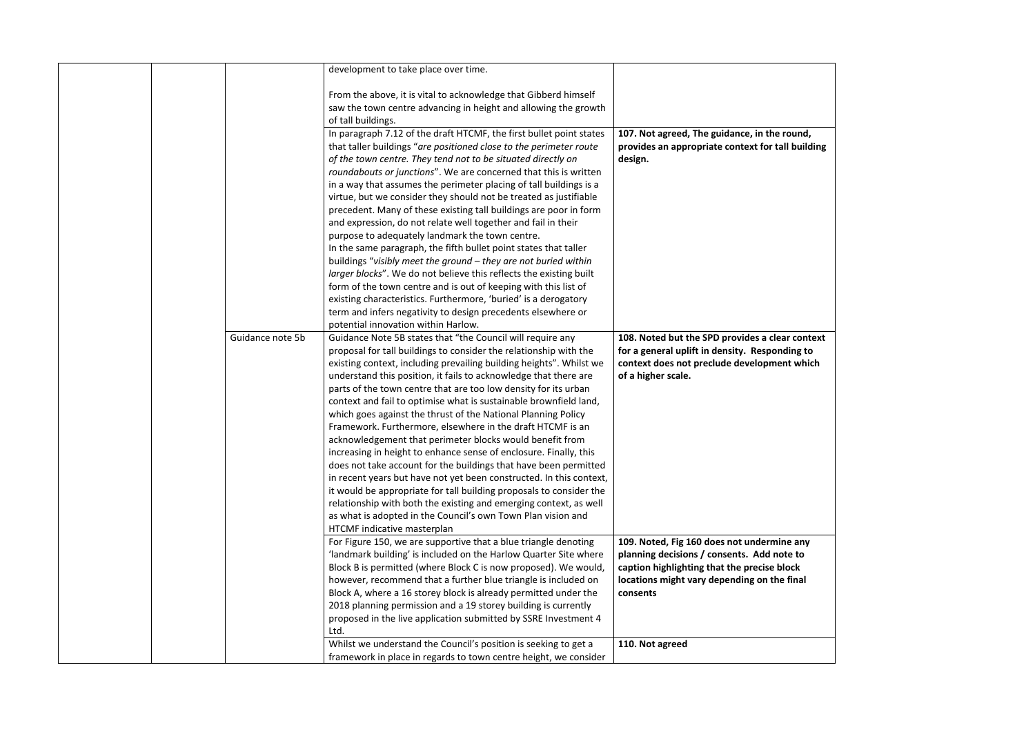| | | | | |
|---|---|---|---|---|
| | | | development to take place over time.<br><br>From the above, it is vital to acknowledge that Gibberd himself saw the town centre advancing in height and allowing the growth of tall buildings. | |
| | | | In paragraph 7.12 of the draft HTCMF, the first bullet point states that taller buildings "*are positioned close to the perimeter route of the town centre. They tend not to be situated directly on roundabouts or junctions*". We are concerned that this is written in a way that assumes the perimeter placing of tall buildings is a virtue, but we consider they should not be treated as justifiable precedent. Many of these existing tall buildings are poor in form and expression, do not relate well together and fail in their purpose to adequately landmark the town centre.<br>In the same paragraph, the fifth bullet point states that taller buildings "*visibly meet the ground – they are not buried within larger blocks*". We do not believe this reflects the existing built form of the town centre and is out of keeping with this list of existing characteristics. Furthermore, 'buried' is a derogatory term and infers negativity to design precedents elsewhere or potential innovation within Harlow. | **107. Not agreed, The guidance, in the round, provides an appropriate context for tall building design.** |
| | | Guidance note 5b | Guidance Note 5B states that "the Council will require any proposal for tall buildings to consider the relationship with the existing context, including prevailing building heights". Whilst we understand this position, it fails to acknowledge that there are parts of the town centre that are too low density for its urban context and fail to optimise what is sustainable brownfield land, which goes against the thrust of the National Planning Policy Framework. Furthermore, elsewhere in the draft HTCMF is an acknowledgement that perimeter blocks would benefit from increasing in height to enhance sense of enclosure. Finally, this does not take account for the buildings that have been permitted in recent years but have not yet been constructed. In this context, it would be appropriate for tall building proposals to consider the relationship with both the existing and emerging context, as well as what is adopted in the Council's own Town Plan vision and HTCMF indicative masterplan | **108. Noted but the SPD provides a clear context for a general uplift in density. Responding to context does not preclude development which of a higher scale.** |
| | | | For Figure 150, we are supportive that a blue triangle denoting 'landmark building' is included on the Harlow Quarter Site where Block B is permitted (where Block C is now proposed). We would, however, recommend that a further blue triangle is included on Block A, where a 16 storey block is already permitted under the 2018 planning permission and a 19 storey building is currently proposed in the live application submitted by SSRE Investment 4 Ltd. | **109. Noted, Fig 160 does not undermine any planning decisions / consents. Add note to caption highlighting that the precise block locations might vary depending on the final consents** |
| | | | Whilst we understand the Council's position is seeking to get a framework in place in regards to town centre height, we consider | **110. Not agreed** |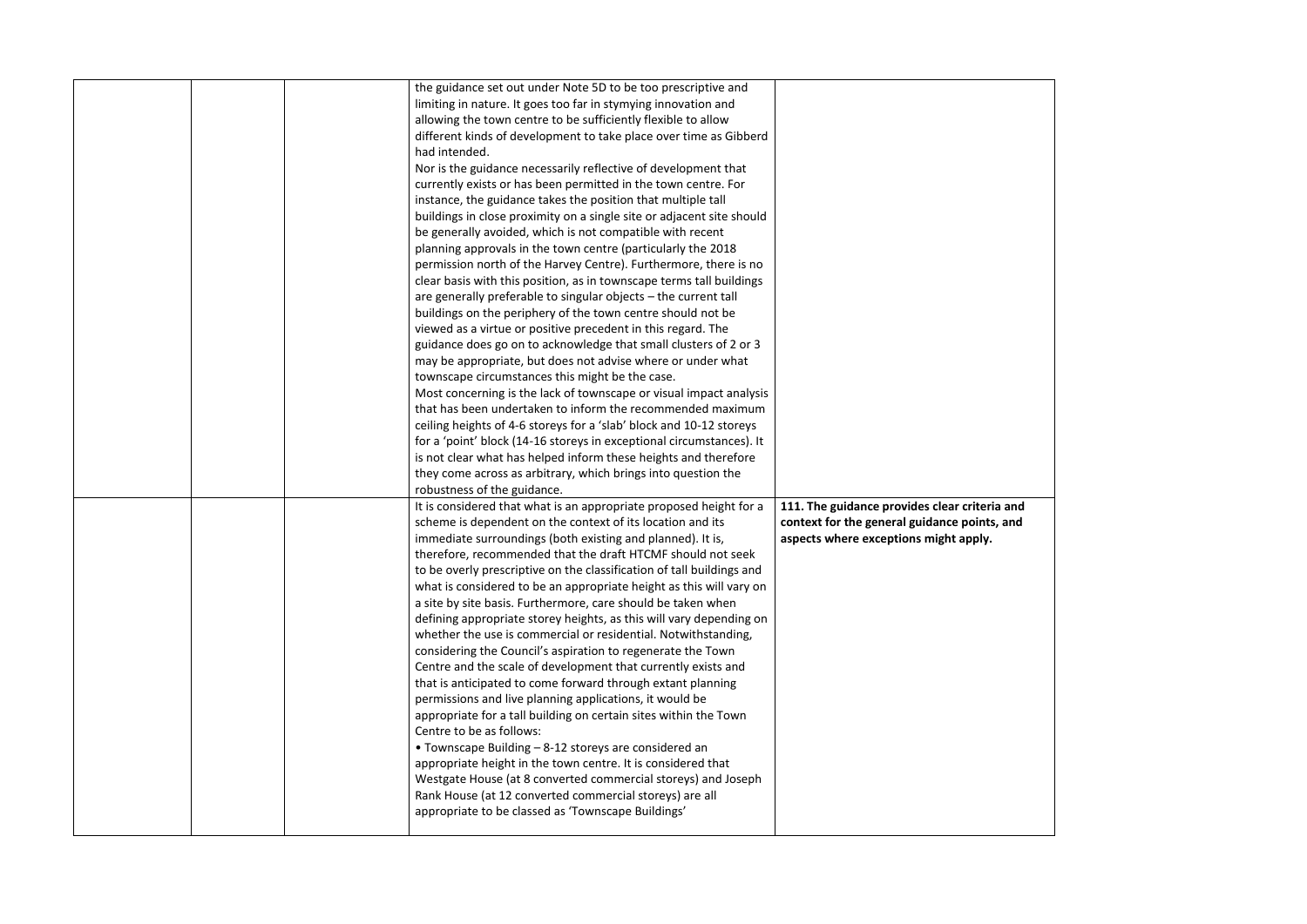|  |  |  |  |  |
|---|---|---|---|---|
|  |  |  | the guidance set out under Note 5D to be too prescriptive and limiting in nature. It goes too far in stymying innovation and allowing the town centre to be sufficiently flexible to allow different kinds of development to take place over time as Gibberd had intended.<br>Nor is the guidance necessarily reflective of development that currently exists or has been permitted in the town centre. For instance, the guidance takes the position that multiple tall buildings in close proximity on a single site or adjacent site should be generally avoided, which is not compatible with recent planning approvals in the town centre (particularly the 2018 permission north of the Harvey Centre). Furthermore, there is no clear basis with this position, as in townscape terms tall buildings are generally preferable to singular objects – the current tall buildings on the periphery of the town centre should not be viewed as a virtue or positive precedent in this regard. The guidance does go on to acknowledge that small clusters of 2 or 3 may be appropriate, but does not advise where or under what townscape circumstances this might be the case.<br>Most concerning is the lack of townscape or visual impact analysis that has been undertaken to inform the recommended maximum ceiling heights of 4-6 storeys for a 'slab' block and 10-12 storeys for a 'point' block (14-16 storeys in exceptional circumstances). It is not clear what has helped inform these heights and therefore they come across as arbitrary, which brings into question the robustness of the guidance. |  |
|  |  |  | It is considered that what is an appropriate proposed height for a scheme is dependent on the context of its location and its immediate surroundings (both existing and planned). It is, therefore, recommended that the draft HTCMF should not seek to be overly prescriptive on the classification of tall buildings and what is considered to be an appropriate height as this will vary on a site by site basis. Furthermore, care should be taken when defining appropriate storey heights, as this will vary depending on whether the use is commercial or residential. Notwithstanding, considering the Council's aspiration to regenerate the Town Centre and the scale of development that currently exists and that is anticipated to come forward through extant planning permissions and live planning applications, it would be appropriate for a tall building on certain sites within the Town Centre to be as follows:<br>• Townscape Building – 8-12 storeys are considered an appropriate height in the town centre. It is considered that Westgate House (at 8 converted commercial storeys) and Joseph Rank House (at 12 converted commercial storeys) are all appropriate to be classed as 'Townscape Buildings' | **111. The guidance provides clear criteria and context for the general guidance points, and aspects where exceptions might apply.** |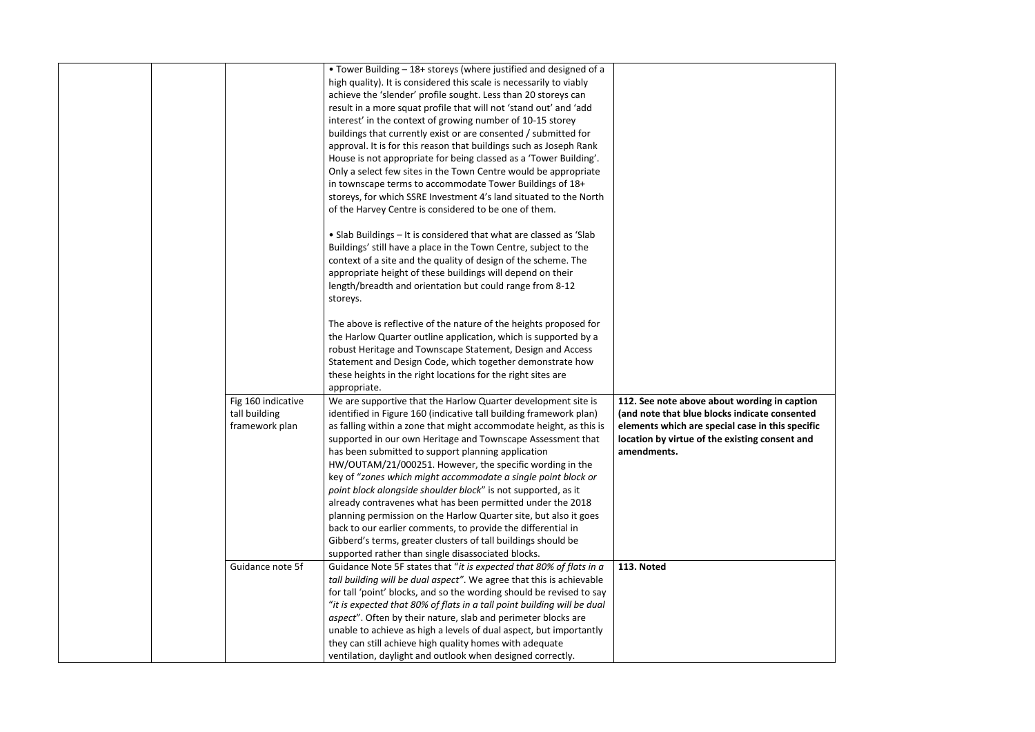| | | | | |
|---|---|---|---|---|
| | | | • Tower Building – 18+ storeys (where justified and designed of a high quality). It is considered this scale is necessarily to viably achieve the 'slender' profile sought. Less than 20 storeys can result in a more squat profile that will not 'stand out' and 'add interest' in the context of growing number of 10-15 storey buildings that currently exist or are consented / submitted for approval. It is for this reason that buildings such as Joseph Rank House is not appropriate for being classed as a 'Tower Building'. Only a select few sites in the Town Centre would be appropriate in townscape terms to accommodate Tower Buildings of 18+ storeys, for which SSRE Investment 4's land situated to the North of the Harvey Centre is considered to be one of them.<br><br>• Slab Buildings – It is considered that what are classed as 'Slab Buildings' still have a place in the Town Centre, subject to the context of a site and the quality of design of the scheme. The appropriate height of these buildings will depend on their length/breadth and orientation but could range from 8-12 storeys.<br><br>The above is reflective of the nature of the heights proposed for the Harlow Quarter outline application, which is supported by a robust Heritage and Townscape Statement, Design and Access Statement and Design Code, which together demonstrate how these heights in the right locations for the right sites are appropriate. | |
| | | Fig 160 indicative tall building framework plan | We are supportive that the Harlow Quarter development site is identified in Figure 160 (indicative tall building framework plan) as falling within a zone that might accommodate height, as this is supported in our own Heritage and Townscape Assessment that has been submitted to support planning application HW/OUTAM/21/000251. However, the specific wording in the key of "*zones which might accommodate a single point block or point block alongside shoulder block*" is not supported, as it already contravenes what has been permitted under the 2018 planning permission on the Harlow Quarter site, but also it goes back to our earlier comments, to provide the differential in Gibberd's terms, greater clusters of tall buildings should be supported rather than single disassociated blocks. | **112. See note above about wording in caption (and note that blue blocks indicate consented elements which are special case in this specific location by virtue of the existing consent and amendments.** |
| | | Guidance note 5f | Guidance Note 5F states that "*it is expected that 80% of flats in a tall building will be dual aspect"*. We agree that this is achievable for tall 'point' blocks, and so the wording should be revised to say "*it is expected that 80% of flats in a tall point building will be dual aspect*". Often by their nature, slab and perimeter blocks are unable to achieve as high a levels of dual aspect, but importantly they can still achieve high quality homes with adequate ventilation, daylight and outlook when designed correctly. | **113. Noted** |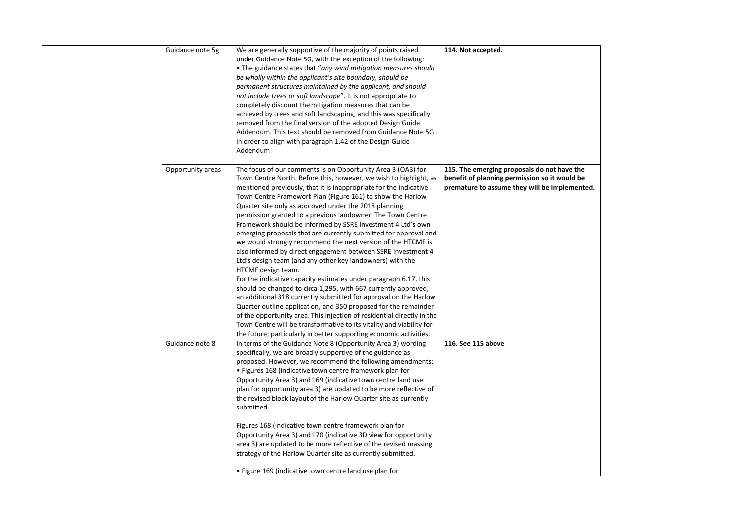| | | | | |
|---|---|---|---|---|
| | | Guidance note 5g | We are generally supportive of the majority of points raised under Guidance Note 5G, with the exception of the following:<br>• The guidance states that "*any wind mitigation measures should be wholly within the applicant's site boundary, should be permanent structures maintained by the applicant, and should not include trees or soft landscape*". It is not appropriate to completely discount the mitigation measures that can be achieved by trees and soft landscaping, and this was specifically removed from the final version of the adopted Design Guide Addendum. This text should be removed from Guidance Note 5G in order to align with paragraph 1.42 of the Design Guide Addendum | **114. Not accepted.** |
| | | Opportunity areas | The focus of our comments is on Opportunity Area 3 (OA3) for Town Centre North. Before this, however, we wish to highlight, as mentioned previously, that it is inappropriate for the indicative Town Centre Framework Plan (Figure 161) to show the Harlow Quarter site only as approved under the 2018 planning permission granted to a previous landowner. The Town Centre Framework should be informed by SSRE Investment 4 Ltd's own emerging proposals that are currently submitted for approval and we would strongly recommend the next version of the HTCMF is also informed by direct engagement between SSRE Investment 4 Ltd's design team (and any other key landowners) with the HTCMF design team.<br>For the indicative capacity estimates under paragraph 6.17, this should be changed to circa 1,295, with 667 currently approved, an additional 318 currently submitted for approval on the Harlow Quarter outline application, and 350 proposed for the remainder of the opportunity area. This injection of residential directly in the Town Centre will be transformative to its vitality and viability for the future; particularly in better supporting economic activities. | **115. The emerging proposals do not have the benefit of planning permission so it would be premature to assume they will be implemented.** |
| | | Guidance note 8 | In terms of the Guidance Note 8 (Opportunity Area 3) wording specifically, we are broadly supportive of the guidance as proposed. However, we recommend the following amendments:<br>• Figures 168 (indicative town centre framework plan for Opportunity Area 3) and 169 (indicative town centre land use plan for opportunity area 3) are updated to be more reflective of the revised block layout of the Harlow Quarter site as currently submitted.<br><br>Figures 168 (indicative town centre framework plan for Opportunity Area 3) and 170 (indicative 3D view for opportunity area 3) are updated to be more reflective of the revised massing strategy of the Harlow Quarter site as currently submitted.<br><br>• Figure 169 (indicative town centre land use plan for | **116. See 115 above** |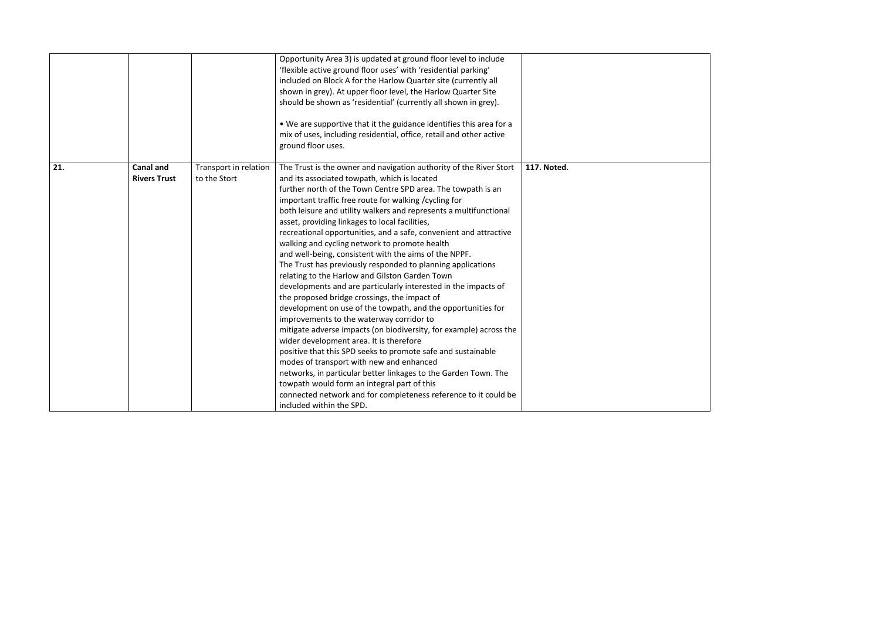| | | | | |
|---|---|---|---|---|
| | | | Opportunity Area 3) is updated at ground floor level to include 'flexible active ground floor uses' with 'residential parking' included on Block A for the Harlow Quarter site (currently all shown in grey). At upper floor level, the Harlow Quarter Site should be shown as 'residential' (currently all shown in grey).<br><br>• We are supportive that it the guidance identifies this area for a mix of uses, including residential, office, retail and other active ground floor uses. | |
| **21.** | **Canal and Rivers Trust** | Transport in relation to the Stort | The Trust is the owner and navigation authority of the River Stort and its associated towpath, which is located further north of the Town Centre SPD area. The towpath is an important traffic free route for walking /cycling for both leisure and utility walkers and represents a multifunctional asset, providing linkages to local facilities, recreational opportunities, and a safe, convenient and attractive walking and cycling network to promote health and well-being, consistent with the aims of the NPPF. The Trust has previously responded to planning applications relating to the Harlow and Gilston Garden Town developments and are particularly interested in the impacts of the proposed bridge crossings, the impact of development on use of the towpath, and the opportunities for improvements to the waterway corridor to mitigate adverse impacts (on biodiversity, for example) across the wider development area. It is therefore positive that this SPD seeks to promote safe and sustainable modes of transport with new and enhanced networks, in particular better linkages to the Garden Town. The towpath would form an integral part of this connected network and for completeness reference to it could be included within the SPD. | **117. Noted.** |